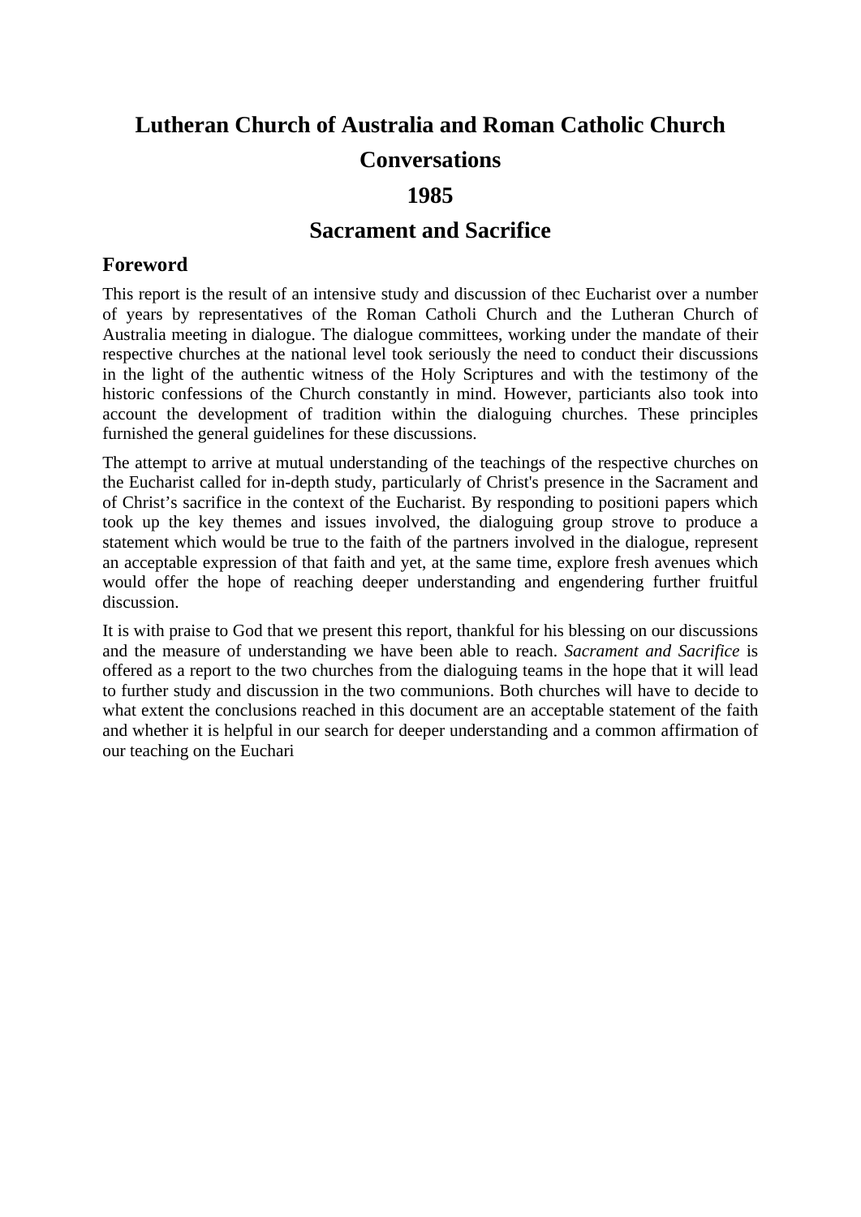# Lutheran Church of Australia and Roman Catholic Church Conversations

# 1985

# Sacrament and Sacrifice

## Foreword

This report is the result of an intensive study and discussion of thec Eucharist over a number of years by representatives of the Roman Catholi Church and the Lutheran Church of Australia meeting in dialogue. The dialogue committees, working under the mandate of their respective churches at the national level took seriously the need to conduct their discussions in the light of the authentic witness of the Holy Scriptures and with the testimony of the historic confessions of the Church constantly in mind. However, particiants also took into account the development of tradition within the dialoguing churches. These principles furnished the general guidelines for these discussions.

The attempt to arrive at mutual understanding of the teachings of the respective churches on the Eucharist called for in-depth study, particularly of Christ's presence in the Sacrament and of Christ's sacrifice in the context of the Eucharist. By responding to positioni papers which took up the key themes and issues involved, the dialoguing group strove to produce a statement which would be true to the faith of the partners involved in the dialogue, represent an acceptable expression of that faith and yet, at the same time, explore fresh avenues which would offer the hope of reaching deeper understanding and engendering further fruitful discussion.

It is with praise to God that we present this report, thankful for his blessing on our discussions and the measure of understanding we have been able to reach. *Sacrament and Sacrifice* is offered as a report to the two churches from the dialoguing teams in the hope that it will lead to further study and discussion in the two communions. Both churches will have to decide to what extent the conclusions reached in this document are an acceptable statement of the faith and whether it is helpful in our search for deeper understanding and a common affirmation of our teaching on the Euchari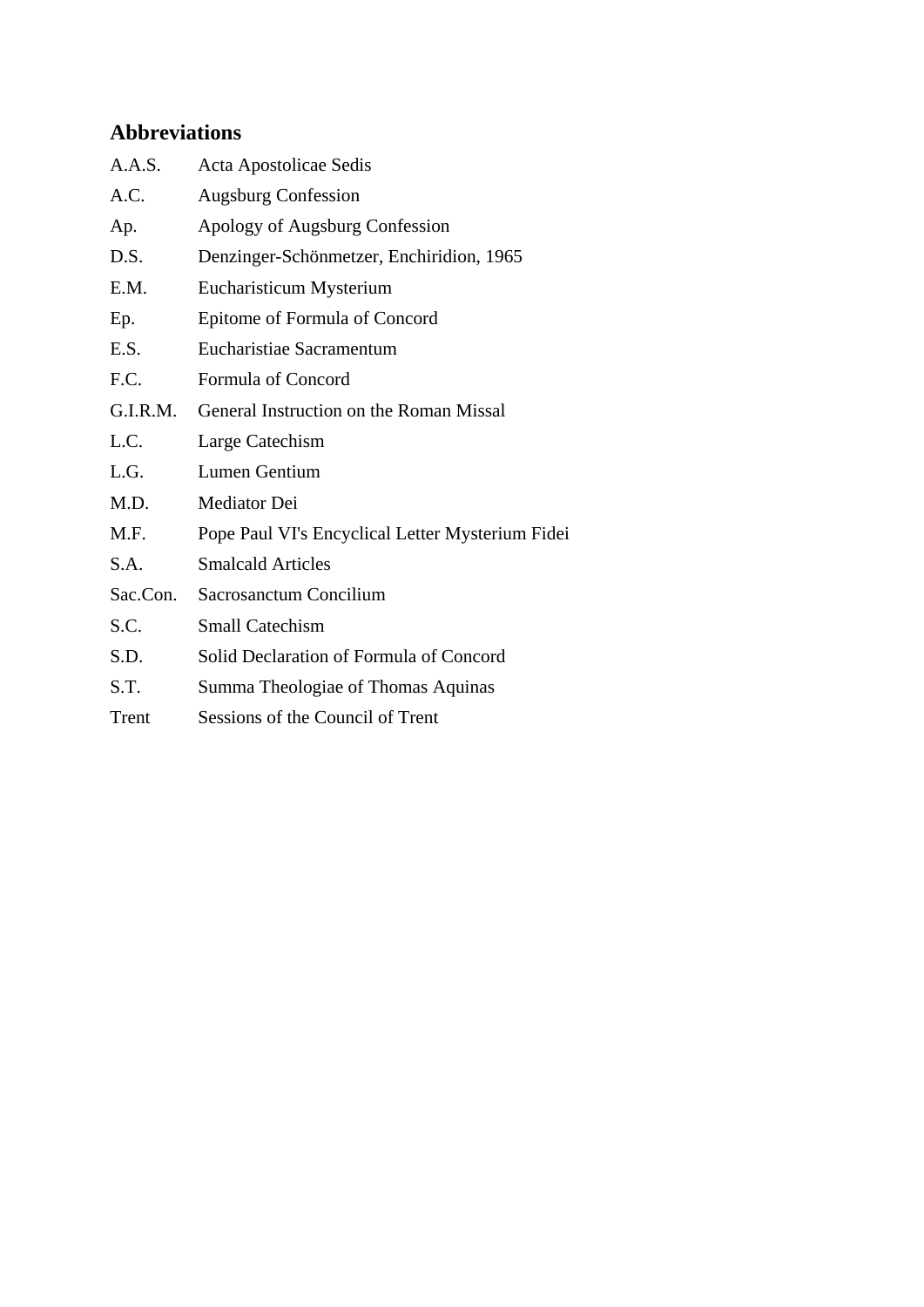## Abbreviations

| | |
|---|---|
| A.A.S. | Acta Apostolicae Sedis |
| A.C. | Augsburg Confession |
| Ap. | Apology of Augsburg Confession |
| D.S. | Denzinger-Schönmetzer, Enchiridion, 1965 |
| E.M. | Eucharisticum Mysterium |
| Ep. | Epitome of Formula of Concord |
| E.S. | Eucharistiae Sacramentum |
| F.C. | Formula of Concord |
| G.I.R.M. | General Instruction on the Roman Missal |
| L.C. | Large Catechism |
| L.G. | Lumen Gentium |
| M.D. | Mediator Dei |
| M.F. | Pope Paul VI's Encyclical Letter Mysterium Fidei |
| S.A. | Smalcald Articles |
| Sac.Con. | Sacrosanctum Concilium |
| S.C. | Small Catechism |
| S.D. | Solid Declaration of Formula of Concord |
| S.T. | Summa Theologiae of Thomas Aquinas |
| Trent | Sessions of the Council of Trent |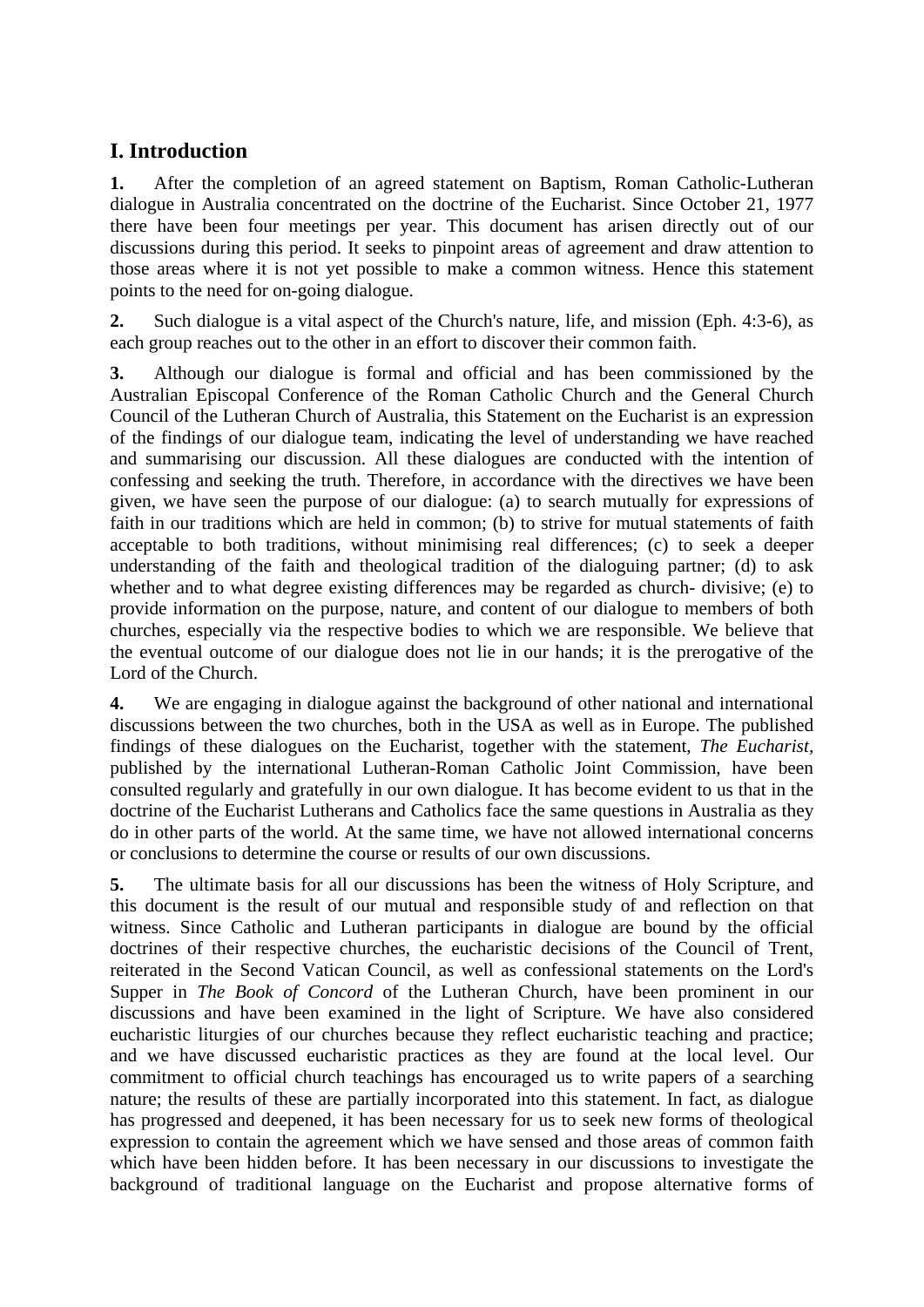## I. Introduction

**1.** After the completion of an agreed statement on Baptism, Roman Catholic-Lutheran dialogue in Australia concentrated on the doctrine of the Eucharist. Since October 21, 1977 there have been four meetings per year. This document has arisen directly out of our discussions during this period. It seeks to pinpoint areas of agreement and draw attention to those areas where it is not yet possible to make a common witness. Hence this statement points to the need for on-going dialogue.

**2.** Such dialogue is a vital aspect of the Church's nature, life, and mission (Eph. 4:3-6), as each group reaches out to the other in an effort to discover their common faith.

**3.** Although our dialogue is formal and official and has been commissioned by the Australian Episcopal Conference of the Roman Catholic Church and the General Church Council of the Lutheran Church of Australia, this Statement on the Eucharist is an expression of the findings of our dialogue team, indicating the level of understanding we have reached and summarising our discussion. All these dialogues are conducted with the intention of confessing and seeking the truth. Therefore, in accordance with the directives we have been given, we have seen the purpose of our dialogue: (a) to search mutually for expressions of faith in our traditions which are held in common; (b) to strive for mutual statements of faith acceptable to both traditions, without minimising real differences; (c) to seek a deeper understanding of the faith and theological tradition of the dialoguing partner; (d) to ask whether and to what degree existing differences may be regarded as church- divisive; (e) to provide information on the purpose, nature, and content of our dialogue to members of both churches, especially via the respective bodies to which we are responsible. We believe that the eventual outcome of our dialogue does not lie in our hands; it is the prerogative of the Lord of the Church.

**4.** We are engaging in dialogue against the background of other national and international discussions between the two churches, both in the USA as well as in Europe. The published findings of these dialogues on the Eucharist, together with the statement, *The Eucharist*, published by the international Lutheran-Roman Catholic Joint Commission, have been consulted regularly and gratefully in our own dialogue. It has become evident to us that in the doctrine of the Eucharist Lutherans and Catholics face the same questions in Australia as they do in other parts of the world. At the same time, we have not allowed international concerns or conclusions to determine the course or results of our own discussions.

**5.** The ultimate basis for all our discussions has been the witness of Holy Scripture, and this document is the result of our mutual and responsible study of and reflection on that witness. Since Catholic and Lutheran participants in dialogue are bound by the official doctrines of their respective churches, the eucharistic decisions of the Council of Trent, reiterated in the Second Vatican Council, as well as confessional statements on the Lord's Supper in *The Book of Concord* of the Lutheran Church, have been prominent in our discussions and have been examined in the light of Scripture. We have also considered eucharistic liturgies of our churches because they reflect eucharistic teaching and practice; and we have discussed eucharistic practices as they are found at the local level. Our commitment to official church teachings has encouraged us to write papers of a searching nature; the results of these are partially incorporated into this statement. In fact, as dialogue has progressed and deepened, it has been necessary for us to seek new forms of theological expression to contain the agreement which we have sensed and those areas of common faith which have been hidden before. It has been necessary in our discussions to investigate the background of traditional language on the Eucharist and propose alternative forms of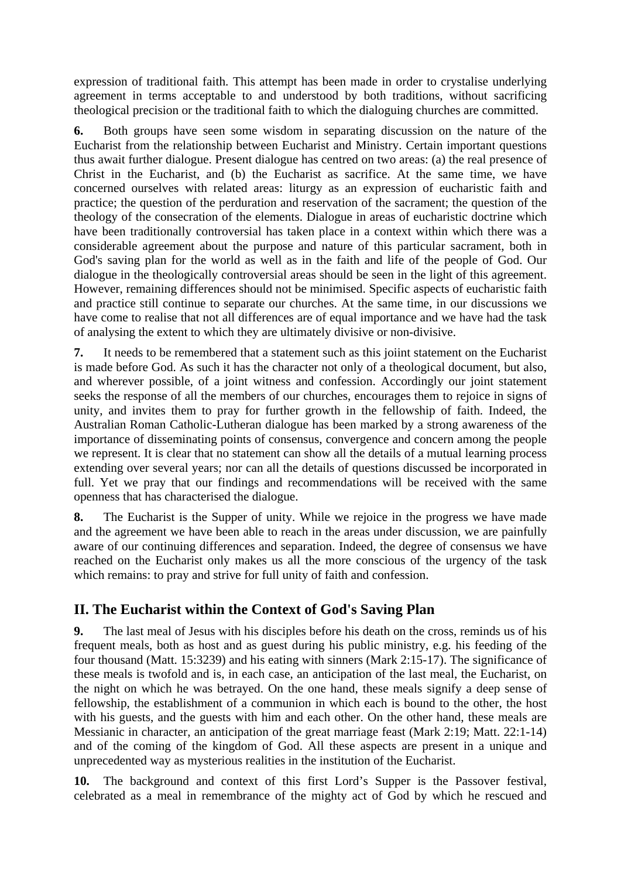expression of traditional faith. This attempt has been made in order to crystalise underlying agreement in terms acceptable to and understood by both traditions, without sacrificing theological precision or the traditional faith to which the dialoguing churches are committed.

**6.** Both groups have seen some wisdom in separating discussion on the nature of the Eucharist from the relationship between Eucharist and Ministry. Certain important questions thus await further dialogue. Present dialogue has centred on two areas: (a) the real presence of Christ in the Eucharist, and (b) the Eucharist as sacrifice. At the same time, we have concerned ourselves with related areas: liturgy as an expression of eucharistic faith and practice; the question of the perduration and reservation of the sacrament; the question of the theology of the consecration of the elements. Dialogue in areas of eucharistic doctrine which have been traditionally controversial has taken place in a context within which there was a considerable agreement about the purpose and nature of this particular sacrament, both in God's saving plan for the world as well as in the faith and life of the people of God. Our dialogue in the theologically controversial areas should be seen in the light of this agreement. However, remaining differences should not be minimised. Specific aspects of eucharistic faith and practice still continue to separate our churches. At the same time, in our discussions we have come to realise that not all differences are of equal importance and we have had the task of analysing the extent to which they are ultimately divisive or non-divisive.

**7.** It needs to be remembered that a statement such as this joiint statement on the Eucharist is made before God. As such it has the character not only of a theological document, but also, and wherever possible, of a joint witness and confession. Accordingly our joint statement seeks the response of all the members of our churches, encourages them to rejoice in signs of unity, and invites them to pray for further growth in the fellowship of faith. Indeed, the Australian Roman Catholic-Lutheran dialogue has been marked by a strong awareness of the importance of disseminating points of consensus, convergence and concern among the people we represent. It is clear that no statement can show all the details of a mutual learning process extending over several years; nor can all the details of questions discussed be incorporated in full. Yet we pray that our findings and recommendations will be received with the same openness that has characterised the dialogue.

**8.** The Eucharist is the Supper of unity. While we rejoice in the progress we have made and the agreement we have been able to reach in the areas under discussion, we are painfully aware of our continuing differences and separation. Indeed, the degree of consensus we have reached on the Eucharist only makes us all the more conscious of the urgency of the task which remains: to pray and strive for full unity of faith and confession.

## II. The Eucharist within the Context of God's Saving Plan

**9.** The last meal of Jesus with his disciples before his death on the cross, reminds us of his frequent meals, both as host and as guest during his public ministry, e.g. his feeding of the four thousand (Matt. 15:3239) and his eating with sinners (Mark 2:15-17). The significance of these meals is twofold and is, in each case, an anticipation of the last meal, the Eucharist, on the night on which he was betrayed. On the one hand, these meals signify a deep sense of fellowship, the establishment of a communion in which each is bound to the other, the host with his guests, and the guests with him and each other. On the other hand, these meals are Messianic in character, an anticipation of the great marriage feast (Mark 2:19; Matt. 22:1-14) and of the coming of the kingdom of God. All these aspects are present in a unique and unprecedented way as mysterious realities in the institution of the Eucharist.

**10.** The background and context of this first Lord's Supper is the Passover festival, celebrated as a meal in remembrance of the mighty act of God by which he rescued and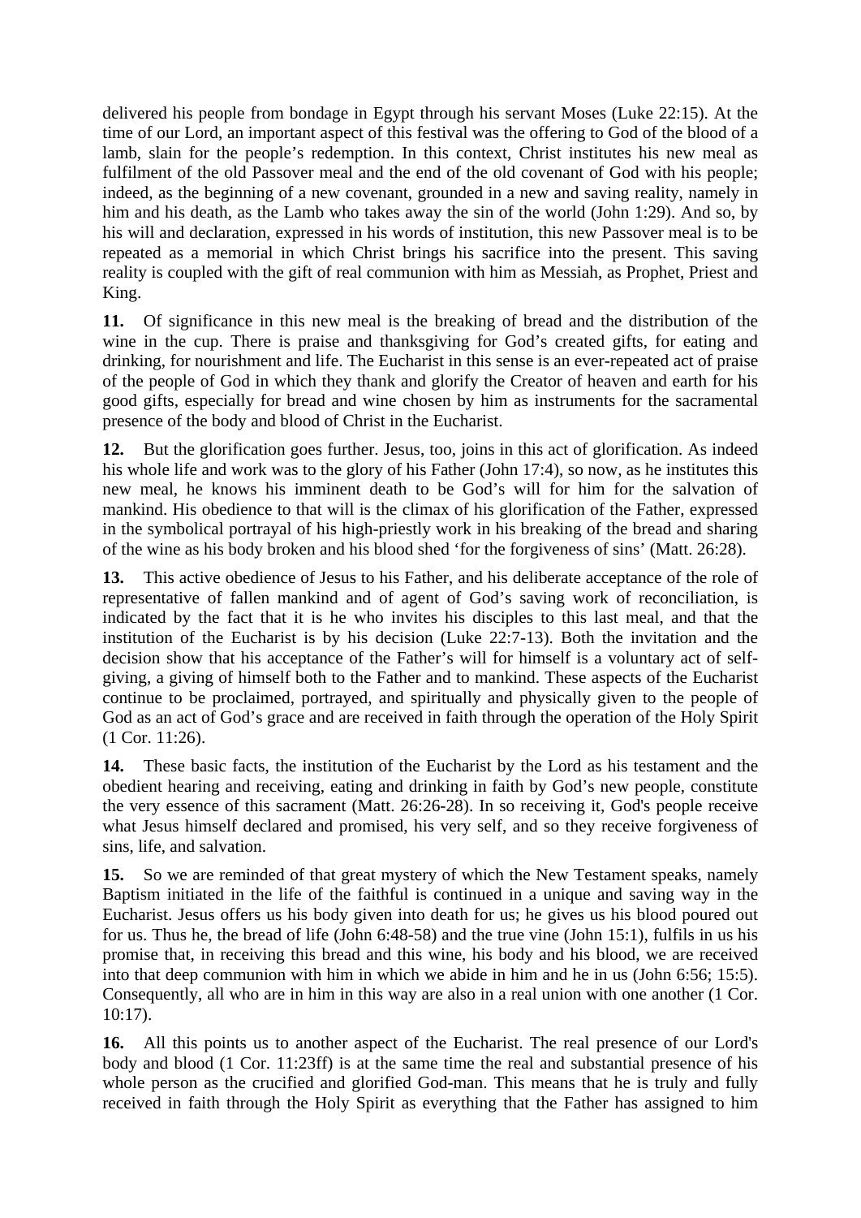delivered his people from bondage in Egypt through his servant Moses (Luke 22:15). At the time of our Lord, an important aspect of this festival was the offering to God of the blood of a lamb, slain for the people's redemption. In this context, Christ institutes his new meal as fulfilment of the old Passover meal and the end of the old covenant of God with his people; indeed, as the beginning of a new covenant, grounded in a new and saving reality, namely in him and his death, as the Lamb who takes away the sin of the world (John 1:29). And so, by his will and declaration, expressed in his words of institution, this new Passover meal is to be repeated as a memorial in which Christ brings his sacrifice into the present. This saving reality is coupled with the gift of real communion with him as Messiah, as Prophet, Priest and King.

**11.** Of significance in this new meal is the breaking of bread and the distribution of the wine in the cup. There is praise and thanksgiving for God's created gifts, for eating and drinking, for nourishment and life. The Eucharist in this sense is an ever-repeated act of praise of the people of God in which they thank and glorify the Creator of heaven and earth for his good gifts, especially for bread and wine chosen by him as instruments for the sacramental presence of the body and blood of Christ in the Eucharist.

**12.** But the glorification goes further. Jesus, too, joins in this act of glorification. As indeed his whole life and work was to the glory of his Father (John 17:4), so now, as he institutes this new meal, he knows his imminent death to be God's will for him for the salvation of mankind. His obedience to that will is the climax of his glorification of the Father, expressed in the symbolical portrayal of his high-priestly work in his breaking of the bread and sharing of the wine as his body broken and his blood shed 'for the forgiveness of sins' (Matt. 26:28).

**13.** This active obedience of Jesus to his Father, and his deliberate acceptance of the role of representative of fallen mankind and of agent of God's saving work of reconciliation, is indicated by the fact that it is he who invites his disciples to this last meal, and that the institution of the Eucharist is by his decision (Luke 22:7-13). Both the invitation and the decision show that his acceptance of the Father's will for himself is a voluntary act of self-giving, a giving of himself both to the Father and to mankind. These aspects of the Eucharist continue to be proclaimed, portrayed, and spiritually and physically given to the people of God as an act of God's grace and are received in faith through the operation of the Holy Spirit (1 Cor. 11:26).

**14.** These basic facts, the institution of the Eucharist by the Lord as his testament and the obedient hearing and receiving, eating and drinking in faith by God's new people, constitute the very essence of this sacrament (Matt. 26:26-28). In so receiving it, God's people receive what Jesus himself declared and promised, his very self, and so they receive forgiveness of sins, life, and salvation.

**15.** So we are reminded of that great mystery of which the New Testament speaks, namely Baptism initiated in the life of the faithful is continued in a unique and saving way in the Eucharist. Jesus offers us his body given into death for us; he gives us his blood poured out for us. Thus he, the bread of life (John 6:48-58) and the true vine (John 15:1), fulfils in us his promise that, in receiving this bread and this wine, his body and his blood, we are received into that deep communion with him in which we abide in him and he in us (John 6:56; 15:5). Consequently, all who are in him in this way are also in a real union with one another (1 Cor. 10:17).

**16.** All this points us to another aspect of the Eucharist. The real presence of our Lord's body and blood (1 Cor. 11:23ff) is at the same time the real and substantial presence of his whole person as the crucified and glorified God-man. This means that he is truly and fully received in faith through the Holy Spirit as everything that the Father has assigned to him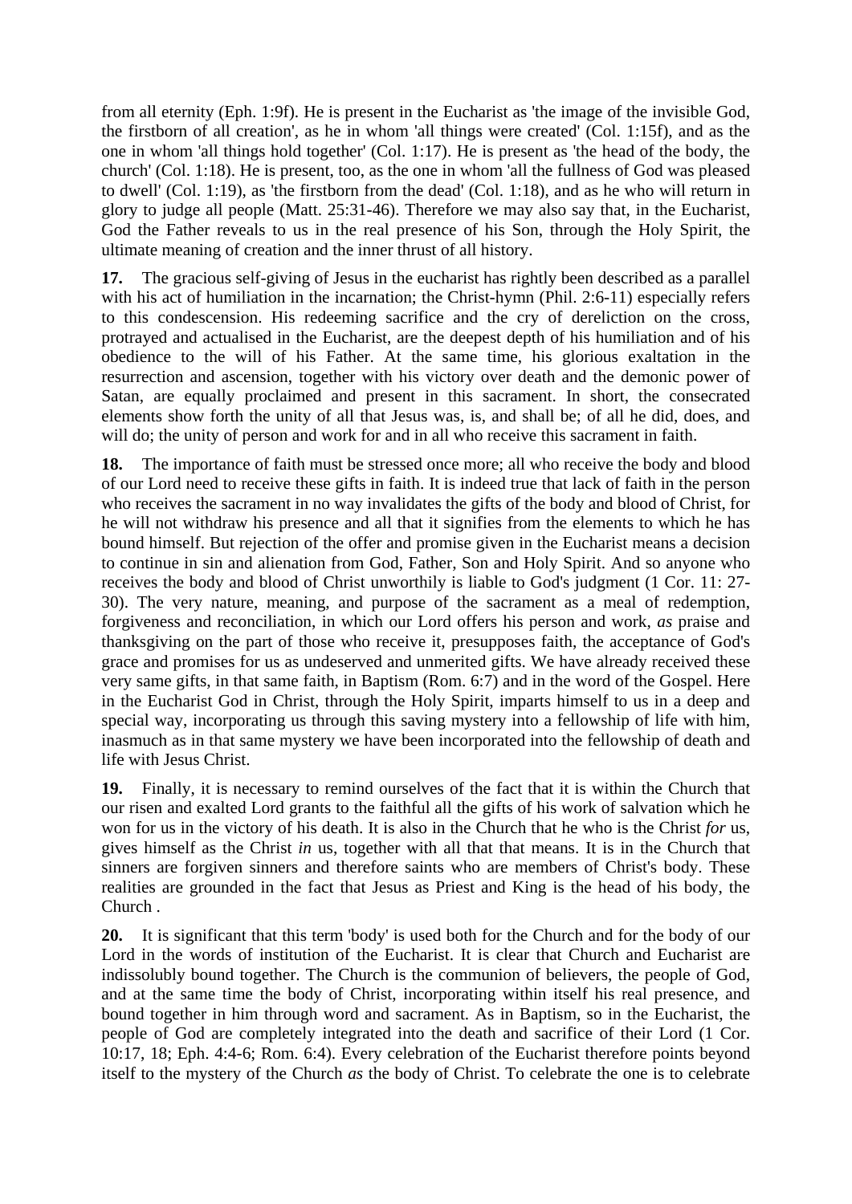from all eternity (Eph. 1:9f). He is present in the Eucharist as 'the image of the invisible God, the firstborn of all creation', as he in whom 'all things were created' (Col. 1:15f), and as the one in whom 'all things hold together' (Col. 1:17). He is present as 'the head of the body, the church' (Col. 1:18). He is present, too, as the one in whom 'all the fullness of God was pleased to dwell' (Col. 1:19), as 'the firstborn from the dead' (Col. 1:18), and as he who will return in glory to judge all people (Matt. 25:31-46). Therefore we may also say that, in the Eucharist, God the Father reveals to us in the real presence of his Son, through the Holy Spirit, the ultimate meaning of creation and the inner thrust of all history.

**17.** The gracious self-giving of Jesus in the eucharist has rightly been described as a parallel with his act of humiliation in the incarnation; the Christ-hymn (Phil. 2:6-11) especially refers to this condescension. His redeeming sacrifice and the cry of dereliction on the cross, protrayed and actualised in the Eucharist, are the deepest depth of his humiliation and of his obedience to the will of his Father. At the same time, his glorious exaltation in the resurrection and ascension, together with his victory over death and the demonic power of Satan, are equally proclaimed and present in this sacrament. In short, the consecrated elements show forth the unity of all that Jesus was, is, and shall be; of all he did, does, and will do; the unity of person and work for and in all who receive this sacrament in faith.

**18.** The importance of faith must be stressed once more; all who receive the body and blood of our Lord need to receive these gifts in faith. It is indeed true that lack of faith in the person who receives the sacrament in no way invalidates the gifts of the body and blood of Christ, for he will not withdraw his presence and all that it signifies from the elements to which he has bound himself. But rejection of the offer and promise given in the Eucharist means a decision to continue in sin and alienation from God, Father, Son and Holy Spirit. And so anyone who receives the body and blood of Christ unworthily is liable to God's judgment (1 Cor. 11: 27-30). The very nature, meaning, and purpose of the sacrament as a meal of redemption, forgiveness and reconciliation, in which our Lord offers his person and work, *as* praise and thanksgiving on the part of those who receive it, presupposes faith, the acceptance of God's grace and promises for us as undeserved and unmerited gifts. We have already received these very same gifts, in that same faith, in Baptism (Rom. 6:7) and in the word of the Gospel. Here in the Eucharist God in Christ, through the Holy Spirit, imparts himself to us in a deep and special way, incorporating us through this saving mystery into a fellowship of life with him, inasmuch as in that same mystery we have been incorporated into the fellowship of death and life with Jesus Christ.

**19.** Finally, it is necessary to remind ourselves of the fact that it is within the Church that our risen and exalted Lord grants to the faithful all the gifts of his work of salvation which he won for us in the victory of his death. It is also in the Church that he who is the Christ *for* us, gives himself as the Christ *in* us, together with all that that means. It is in the Church that sinners are forgiven sinners and therefore saints who are members of Christ's body. These realities are grounded in the fact that Jesus as Priest and King is the head of his body, the Church .

**20.** It is significant that this term 'body' is used both for the Church and for the body of our Lord in the words of institution of the Eucharist. It is clear that Church and Eucharist are indissolubly bound together. The Church is the communion of believers, the people of God, and at the same time the body of Christ, incorporating within itself his real presence, and bound together in him through word and sacrament. As in Baptism, so in the Eucharist, the people of God are completely integrated into the death and sacrifice of their Lord (1 Cor. 10:17, 18; Eph. 4:4-6; Rom. 6:4). Every celebration of the Eucharist therefore points beyond itself to the mystery of the Church *as* the body of Christ. To celebrate the one is to celebrate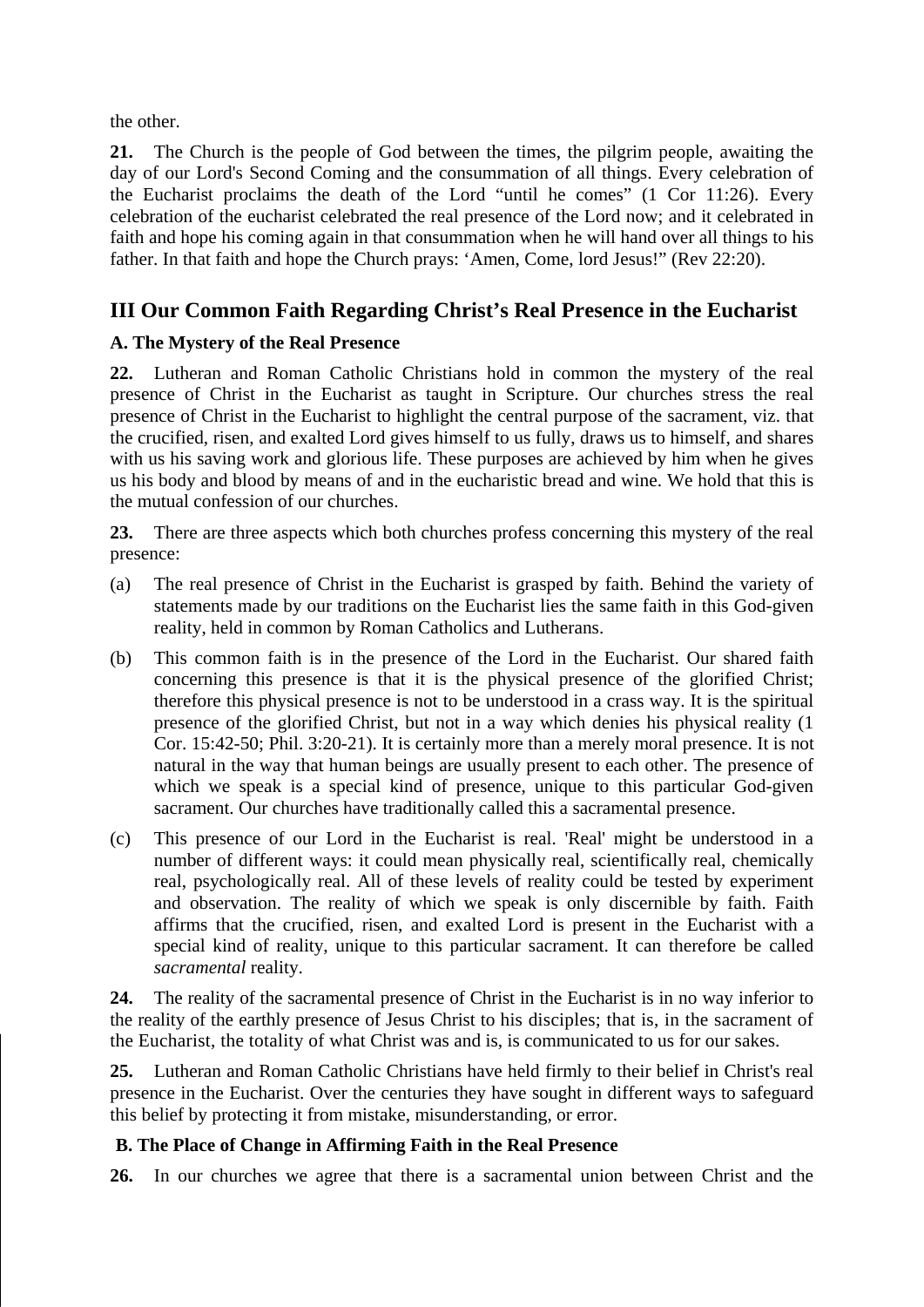the other.

**21.** The Church is the people of God between the times, the pilgrim people, awaiting the day of our Lord's Second Coming and the consummation of all things. Every celebration of the Eucharist proclaims the death of the Lord “until he comes” (1 Cor 11:26). Every celebration of the eucharist celebrated the real presence of the Lord now; and it celebrated in faith and hope his coming again in that consummation when he will hand over all things to his father. In that faith and hope the Church prays: ‘Amen, Come, lord Jesus!” (Rev 22:20).

## III Our Common Faith Regarding Christ’s Real Presence in the Eucharist

### A. The Mystery of the Real Presence

**22.** Lutheran and Roman Catholic Christians hold in common the mystery of the real presence of Christ in the Eucharist as taught in Scripture. Our churches stress the real presence of Christ in the Eucharist to highlight the central purpose of the sacrament, viz. that the crucified, risen, and exalted Lord gives himself to us fully, draws us to himself, and shares with us his saving work and glorious life. These purposes are achieved by him when he gives us his body and blood by means of and in the eucharistic bread and wine. We hold that this is the mutual confession of our churches.

**23.** There are three aspects which both churches profess concerning this mystery of the real presence:

(a) The real presence of Christ in the Eucharist is grasped by faith. Behind the variety of statements made by our traditions on the Eucharist lies the same faith in this God-given reality, held in common by Roman Catholics and Lutherans.

(b) This common faith is in the presence of the Lord in the Eucharist. Our shared faith concerning this presence is that it is the physical presence of the glorified Christ; therefore this physical presence is not to be understood in a crass way. It is the spiritual presence of the glorified Christ, but not in a way which denies his physical reality (1 Cor. 15:42-50; Phil. 3:20-21). It is certainly more than a merely moral presence. It is not natural in the way that human beings are usually present to each other. The presence of which we speak is a special kind of presence, unique to this particular God-given sacrament. Our churches have traditionally called this a sacramental presence.

(c) This presence of our Lord in the Eucharist is real. 'Real' might be understood in a number of different ways: it could mean physically real, scientifically real, chemically real, psychologically real. All of these levels of reality could be tested by experiment and observation. The reality of which we speak is only discernible by faith. Faith affirms that the crucified, risen, and exalted Lord is present in the Eucharist with a special kind of reality, unique to this particular sacrament. It can therefore be called *sacramental* reality.

**24.** The reality of the sacramental presence of Christ in the Eucharist is in no way inferior to the reality of the earthly presence of Jesus Christ to his disciples; that is, in the sacrament of the Eucharist, the totality of what Christ was and is, is communicated to us for our sakes.

**25.** Lutheran and Roman Catholic Christians have held firmly to their belief in Christ's real presence in the Eucharist. Over the centuries they have sought in different ways to safeguard this belief by protecting it from mistake, misunderstanding, or error.

### B. The Place of Change in Affirming Faith in the Real Presence

**26.** In our churches we agree that there is a sacramental union between Christ and the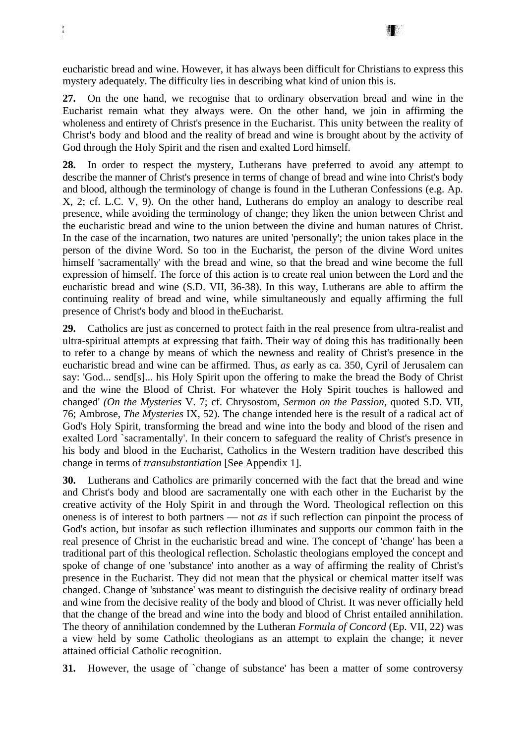eucharistic bread and wine. However, it has always been difficult for Christians to express this mystery adequately. The difficulty lies in describing what kind of union this is.

**27.** On the one hand, we recognise that to ordinary observation bread and wine in the Eucharist remain what they always were. On the other hand, we join in affirming the wholeness and entirety of Christ's presence in the Eucharist. This unity between the reality of Christ's body and blood and the reality of bread and wine is brought about by the activity of God through the Holy Spirit and the risen and exalted Lord himself.

**28.** In order to respect the mystery, Lutherans have preferred to avoid any attempt to describe the manner of Christ's presence in terms of change of bread and wine into Christ's body and blood, although the terminology of change is found in the Lutheran Confessions (e.g. Ap. X, 2; cf. L.C. V, 9). On the other hand, Lutherans do employ an analogy to describe real presence, while avoiding the terminology of change; they liken the union between Christ and the eucharistic bread and wine to the union between the divine and human natures of Christ. In the case of the incarnation, two natures are united 'personally'; the union takes place in the person of the divine Word. So too in the Eucharist, the person of the divine Word unites himself 'sacramentally' with the bread and wine, so that the bread and wine become the full expression of himself. The force of this action is to create real union between the Lord and the eucharistic bread and wine (S.D. VII, 36-38). In this way, Lutherans are able to affirm the continuing reality of bread and wine, while simultaneously and equally affirming the full presence of Christ's body and blood in theEucharist.

**29.** Catholics are just as concerned to protect faith in the real presence from ultra-realist and ultra-spiritual attempts at expressing that faith. Their way of doing this has traditionally been to refer to a change by means of which the newness and reality of Christ's presence in the eucharistic bread and wine can be affirmed. Thus, *as* early as ca. 350, Cyril of Jerusalem can say: 'God... send[s]... his Holy Spirit upon the offering to make the bread the Body of Christ and the wine the Blood of Christ. For whatever the Holy Spirit touches is hallowed and changed' *(On the Mysteries* V. 7; cf. Chrysostom, *Sermon on the Passion,* quoted S.D. VII, 76; Ambrose, *The Mysteries* IX, 52). The change intended here is the result of a radical act of God's Holy Spirit, transforming the bread and wine into the body and blood of the risen and exalted Lord `sacramentally'. In their concern to safeguard the reality of Christ's presence in his body and blood in the Eucharist, Catholics in the Western tradition have described this change in terms of *transubstantiation* [See Appendix 1].

**30.** Lutherans and Catholics are primarily concerned with the fact that the bread and wine and Christ's body and blood are sacramentally one with each other in the Eucharist by the creative activity of the Holy Spirit in and through the Word. Theological reflection on this oneness is of interest to both partners — not *as* if such reflection can pinpoint the process of God's action, but insofar as such reflection illuminates and supports our common faith in the real presence of Christ in the eucharistic bread and wine. The concept of 'change' has been a traditional part of this theological reflection. Scholastic theologians employed the concept and spoke of change of one 'substance' into another as a way of affirming the reality of Christ's presence in the Eucharist. They did not mean that the physical or chemical matter itself was changed. Change of 'substance' was meant to distinguish the decisive reality of ordinary bread and wine from the decisive reality of the body and blood of Christ. It was never officially held that the change of the bread and wine into the body and blood of Christ entailed annihilation. The theory of annihilation condemned by the Lutheran *Formula of Concord* (Ep. VII, 22) was a view held by some Catholic theologians as an attempt to explain the change; it never attained official Catholic recognition.

**31.** However, the usage of `change of substance' has been a matter of some controversy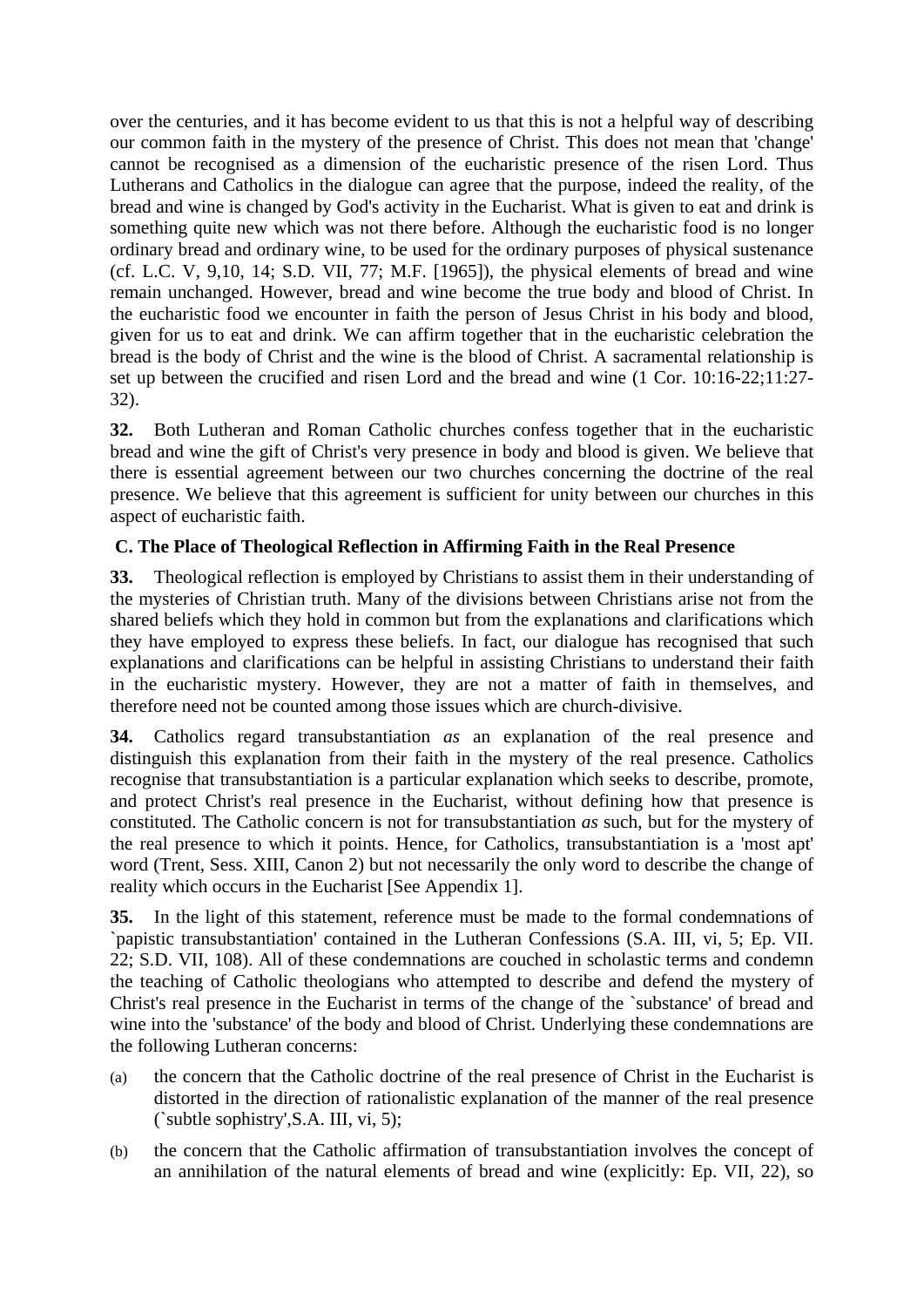over the centuries, and it has become evident to us that this is not a helpful way of describing our common faith in the mystery of the presence of Christ. This does not mean that 'change' cannot be recognised as a dimension of the eucharistic presence of the risen Lord. Thus Lutherans and Catholics in the dialogue can agree that the purpose, indeed the reality, of the bread and wine is changed by God's activity in the Eucharist. What is given to eat and drink is something quite new which was not there before. Although the eucharistic food is no longer ordinary bread and ordinary wine, to be used for the ordinary purposes of physical sustenance (cf. L.C. V, 9,10, 14; S.D. VII, 77; M.F. [1965]), the physical elements of bread and wine remain unchanged. However, bread and wine become the true body and blood of Christ. In the eucharistic food we encounter in faith the person of Jesus Christ in his body and blood, given for us to eat and drink. We can affirm together that in the eucharistic celebration the bread is the body of Christ and the wine is the blood of Christ. A sacramental relationship is set up between the crucified and risen Lord and the bread and wine (1 Cor. 10:16-22;11:27-32).

**32.** Both Lutheran and Roman Catholic churches confess together that in the eucharistic bread and wine the gift of Christ's very presence in body and blood is given. We believe that there is essential agreement between our two churches concerning the doctrine of the real presence. We believe that this agreement is sufficient for unity between our churches in this aspect of eucharistic faith.

### C. The Place of Theological Reflection in Affirming Faith in the Real Presence

**33.** Theological reflection is employed by Christians to assist them in their understanding of the mysteries of Christian truth. Many of the divisions between Christians arise not from the shared beliefs which they hold in common but from the explanations and clarifications which they have employed to express these beliefs. In fact, our dialogue has recognised that such explanations and clarifications can be helpful in assisting Christians to understand their faith in the eucharistic mystery. However, they are not a matter of faith in themselves, and therefore need not be counted among those issues which are church-divisive.

**34.** Catholics regard transubstantiation *as* an explanation of the real presence and distinguish this explanation from their faith in the mystery of the real presence. Catholics recognise that transubstantiation is a particular explanation which seeks to describe, promote, and protect Christ's real presence in the Eucharist, without defining how that presence is constituted. The Catholic concern is not for transubstantiation *as* such, but for the mystery of the real presence to which it points. Hence, for Catholics, transubstantiation is a 'most apt' word (Trent, Sess. XIII, Canon 2) but not necessarily the only word to describe the change of reality which occurs in the Eucharist [See Appendix 1].

**35.** In the light of this statement, reference must be made to the formal condemnations of `papistic transubstantiation' contained in the Lutheran Confessions (S.A. III, vi, 5; Ep. VII. 22; S.D. VII, 108). All of these condemnations are couched in scholastic terms and condemn the teaching of Catholic theologians who attempted to describe and defend the mystery of Christ's real presence in the Eucharist in terms of the change of the `substance' of bread and wine into the 'substance' of the body and blood of Christ. Underlying these condemnations are the following Lutheran concerns:

(a) the concern that the Catholic doctrine of the real presence of Christ in the Eucharist is distorted in the direction of rationalistic explanation of the manner of the real presence (`subtle sophistry',S.A. III, vi, 5);

(b) the concern that the Catholic affirmation of transubstantiation involves the concept of an annihilation of the natural elements of bread and wine (explicitly: Ep. VII, 22), so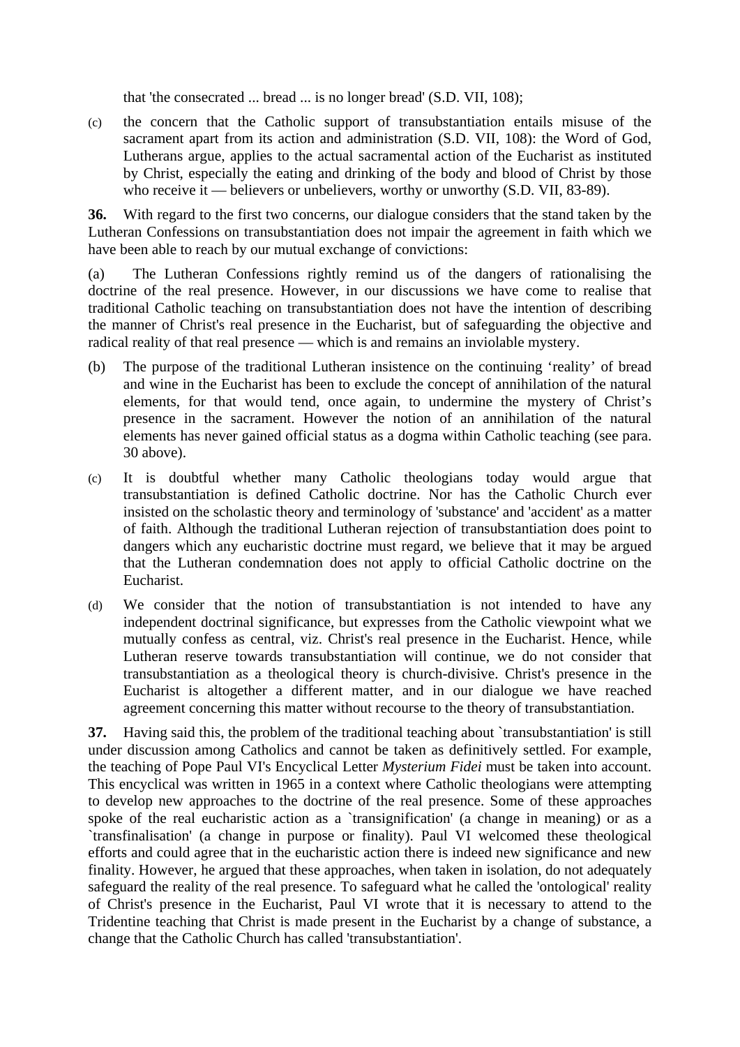that 'the consecrated ... bread ... is no longer bread' (S.D. VII, 108);

(c) the concern that the Catholic support of transubstantiation entails misuse of the sacrament apart from its action and administration (S.D. VII, 108): the Word of God, Lutherans argue, applies to the actual sacramental action of the Eucharist as instituted by Christ, especially the eating and drinking of the body and blood of Christ by those who receive it — believers or unbelievers, worthy or unworthy (S.D. VII, 83-89).

**36.** With regard to the first two concerns, our dialogue considers that the stand taken by the Lutheran Confessions on transubstantiation does not impair the agreement in faith which we have been able to reach by our mutual exchange of convictions:

(a) The Lutheran Confessions rightly remind us of the dangers of rationalising the doctrine of the real presence. However, in our discussions we have come to realise that traditional Catholic teaching on transubstantiation does not have the intention of describing the manner of Christ's real presence in the Eucharist, but of safeguarding the objective and radical reality of that real presence — which is and remains an inviolable mystery.

(b) The purpose of the traditional Lutheran insistence on the continuing 'reality' of bread and wine in the Eucharist has been to exclude the concept of annihilation of the natural elements, for that would tend, once again, to undermine the mystery of Christ's presence in the sacrament. However the notion of an annihilation of the natural elements has never gained official status as a dogma within Catholic teaching (see para. 30 above).

(c) It is doubtful whether many Catholic theologians today would argue that transubstantiation is defined Catholic doctrine. Nor has the Catholic Church ever insisted on the scholastic theory and terminology of 'substance' and 'accident' as a matter of faith. Although the traditional Lutheran rejection of transubstantiation does point to dangers which any eucharistic doctrine must regard, we believe that it may be argued that the Lutheran condemnation does not apply to official Catholic doctrine on the Eucharist.

(d) We consider that the notion of transubstantiation is not intended to have any independent doctrinal significance, but expresses from the Catholic viewpoint what we mutually confess as central, viz. Christ's real presence in the Eucharist. Hence, while Lutheran reserve towards transubstantiation will continue, we do not consider that transubstantiation as a theological theory is church-divisive. Christ's presence in the Eucharist is altogether a different matter, and in our dialogue we have reached agreement concerning this matter without recourse to the theory of transubstantiation.

**37.** Having said this, the problem of the traditional teaching about `transubstantiation' is still under discussion among Catholics and cannot be taken as definitively settled. For example, the teaching of Pope Paul VI's Encyclical Letter *Mysterium Fidei* must be taken into account. This encyclical was written in 1965 in a context where Catholic theologians were attempting to develop new approaches to the doctrine of the real presence. Some of these approaches spoke of the real eucharistic action as a `transignification' (a change in meaning) or as a `transfinalisation' (a change in purpose or finality). Paul VI welcomed these theological efforts and could agree that in the eucharistic action there is indeed new significance and new finality. However, he argued that these approaches, when taken in isolation, do not adequately safeguard the reality of the real presence. To safeguard what he called the 'ontological' reality of Christ's presence in the Eucharist, Paul VI wrote that it is necessary to attend to the Tridentine teaching that Christ is made present in the Eucharist by a change of substance, a change that the Catholic Church has called 'transubstantiation'.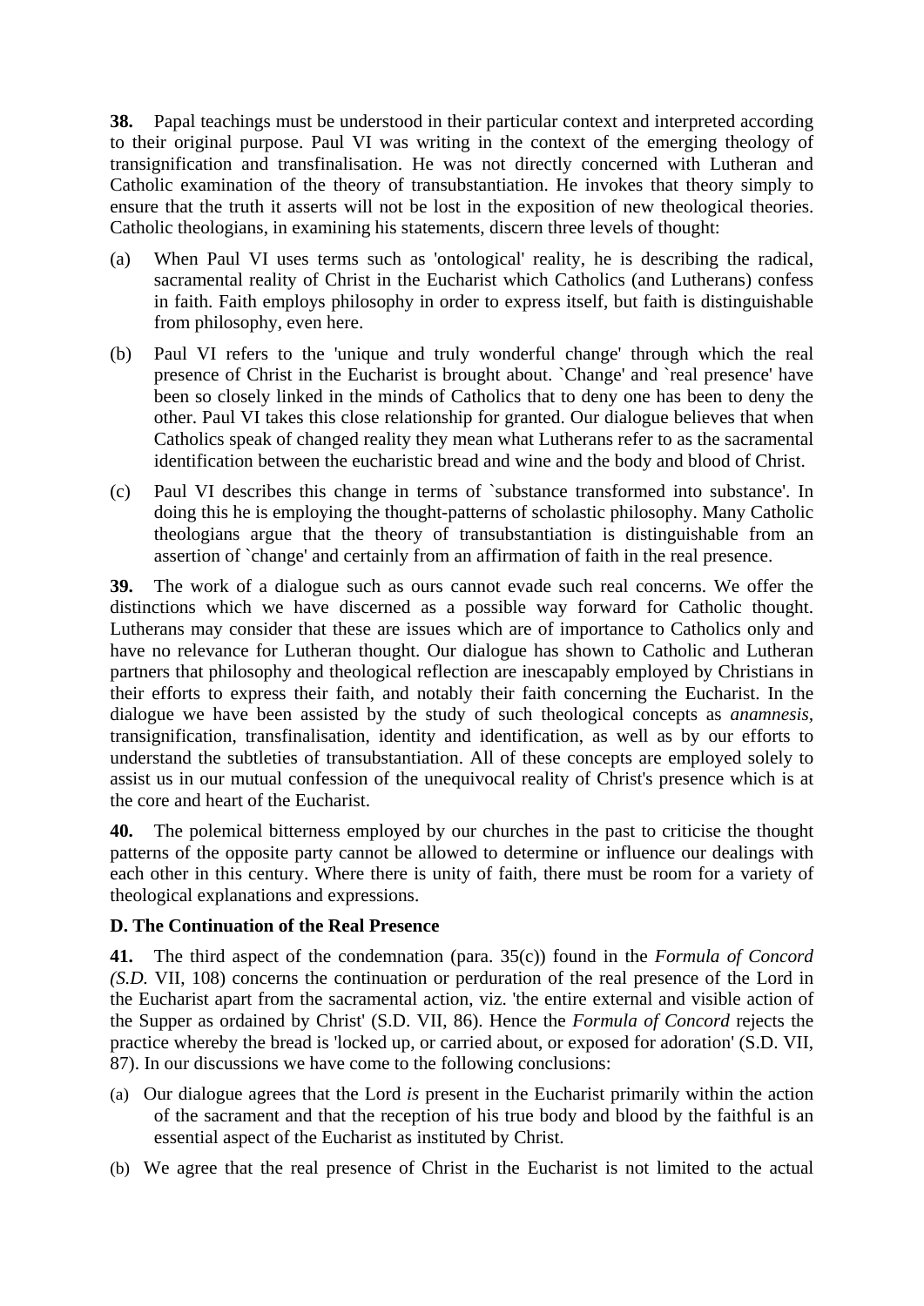**38.** Papal teachings must be understood in their particular context and interpreted according to their original purpose. Paul VI was writing in the context of the emerging theology of transignification and transfinalisation. He was not directly concerned with Lutheran and Catholic examination of the theory of transubstantiation. He invokes that theory simply to ensure that the truth it asserts will not be lost in the exposition of new theological theories. Catholic theologians, in examining his statements, discern three levels of thought:

(a) When Paul VI uses terms such as 'ontological' reality, he is describing the radical, sacramental reality of Christ in the Eucharist which Catholics (and Lutherans) confess in faith. Faith employs philosophy in order to express itself, but faith is distinguishable from philosophy, even here.

(b) Paul VI refers to the 'unique and truly wonderful change' through which the real presence of Christ in the Eucharist is brought about. `Change' and `real presence' have been so closely linked in the minds of Catholics that to deny one has been to deny the other. Paul VI takes this close relationship for granted. Our dialogue believes that when Catholics speak of changed reality they mean what Lutherans refer to as the sacramental identification between the eucharistic bread and wine and the body and blood of Christ.

(c) Paul VI describes this change in terms of `substance transformed into substance'. In doing this he is employing the thought-patterns of scholastic philosophy. Many Catholic theologians argue that the theory of transubstantiation is distinguishable from an assertion of `change' and certainly from an affirmation of faith in the real presence.

**39.** The work of a dialogue such as ours cannot evade such real concerns. We offer the distinctions which we have discerned as a possible way forward for Catholic thought. Lutherans may consider that these are issues which are of importance to Catholics only and have no relevance for Lutheran thought. Our dialogue has shown to Catholic and Lutheran partners that philosophy and theological reflection are inescapably employed by Christians in their efforts to express their faith, and notably their faith concerning the Eucharist. In the dialogue we have been assisted by the study of such theological concepts as *anamnesis,* transignification, transfinalisation, identity and identification, as well as by our efforts to understand the subtleties of transubstantiation. All of these concepts are employed solely to assist us in our mutual confession of the unequivocal reality of Christ's presence which is at the core and heart of the Eucharist.

**40.** The polemical bitterness employed by our churches in the past to criticise the thought patterns of the opposite party cannot be allowed to determine or influence our dealings with each other in this century. Where there is unity of faith, there must be room for a variety of theological explanations and expressions.

**D. The Continuation of the Real Presence**

**41.** The third aspect of the condemnation (para. 35(c)) found in the *Formula of Concord (S.D.* VII, 108) concerns the continuation or perduration of the real presence of the Lord in the Eucharist apart from the sacramental action, viz. 'the entire external and visible action of the Supper as ordained by Christ' (S.D. VII, 86). Hence the *Formula of Concord* rejects the practice whereby the bread is 'locked up, or carried about, or exposed for adoration' (S.D. VII, 87). In our discussions we have come to the following conclusions:

(a) Our dialogue agrees that the Lord *is* present in the Eucharist primarily within the action of the sacrament and that the reception of his true body and blood by the faithful is an essential aspect of the Eucharist as instituted by Christ.

(b) We agree that the real presence of Christ in the Eucharist is not limited to the actual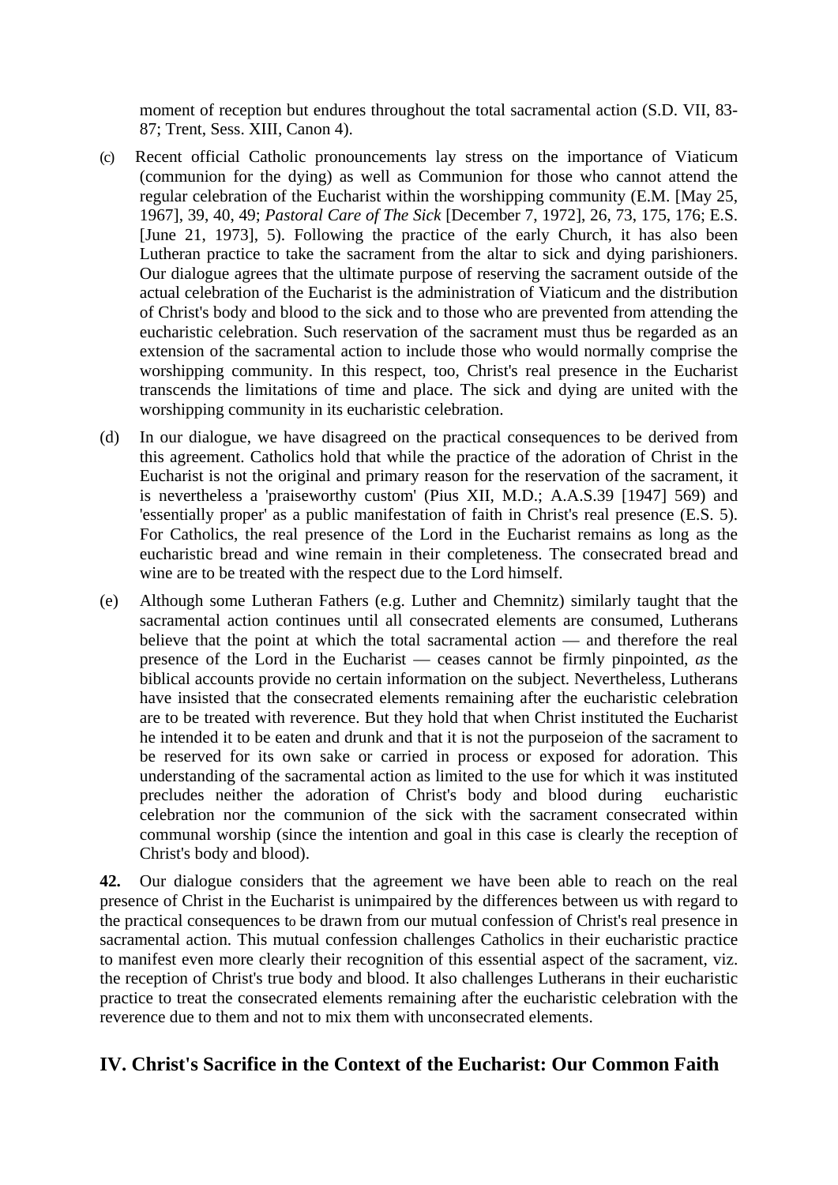moment of reception but endures throughout the total sacramental action (S.D. VII, 83-87; Trent, Sess. XIII, Canon 4).

(c) Recent official Catholic pronouncements lay stress on the importance of Viaticum (communion for the dying) as well as Communion for those who cannot attend the regular celebration of the Eucharist within the worshipping community (E.M. [May 25, 1967], 39, 40, 49; *Pastoral Care of The Sick* [December 7, 1972], 26, 73, 175, 176; E.S. [June 21, 1973], 5). Following the practice of the early Church, it has also been Lutheran practice to take the sacrament from the altar to sick and dying parishioners. Our dialogue agrees that the ultimate purpose of reserving the sacrament outside of the actual celebration of the Eucharist is the administration of Viaticum and the distribution of Christ's body and blood to the sick and to those who are prevented from attending the eucharistic celebration. Such reservation of the sacrament must thus be regarded as an extension of the sacramental action to include those who would normally comprise the worshipping community. In this respect, too, Christ's real presence in the Eucharist transcends the limitations of time and place. The sick and dying are united with the worshipping community in its eucharistic celebration.

(d) In our dialogue, we have disagreed on the practical consequences to be derived from this agreement. Catholics hold that while the practice of the adoration of Christ in the Eucharist is not the original and primary reason for the reservation of the sacrament, it is nevertheless a 'praiseworthy custom' (Pius XII, M.D.; A.A.S.39 [1947] 569) and 'essentially proper' as a public manifestation of faith in Christ's real presence (E.S. 5). For Catholics, the real presence of the Lord in the Eucharist remains as long as the eucharistic bread and wine remain in their completeness. The consecrated bread and wine are to be treated with the respect due to the Lord himself.

(e) Although some Lutheran Fathers (e.g. Luther and Chemnitz) similarly taught that the sacramental action continues until all consecrated elements are consumed, Lutherans believe that the point at which the total sacramental action — and therefore the real presence of the Lord in the Eucharist — ceases cannot be firmly pinpointed, *as* the biblical accounts provide no certain information on the subject. Nevertheless, Lutherans have insisted that the consecrated elements remaining after the eucharistic celebration are to be treated with reverence. But they hold that when Christ instituted the Eucharist he intended it to be eaten and drunk and that it is not the purposeion of the sacrament to be reserved for its own sake or carried in process or exposed for adoration. This understanding of the sacramental action as limited to the use for which it was instituted precludes neither the adoration of Christ's body and blood during eucharistic celebration nor the communion of the sick with the sacrament consecrated within communal worship (since the intention and goal in this case is clearly the reception of Christ's body and blood).

**42.** Our dialogue considers that the agreement we have been able to reach on the real presence of Christ in the Eucharist is unimpaired by the differences between us with regard to the practical consequences to be drawn from our mutual confession of Christ's real presence in sacramental action. This mutual confession challenges Catholics in their eucharistic practice to manifest even more clearly their recognition of this essential aspect of the sacrament, viz. the reception of Christ's true body and blood. It also challenges Lutherans in their eucharistic practice to treat the consecrated elements remaining after the eucharistic celebration with the reverence due to them and not to mix them with unconsecrated elements.

## IV. Christ's Sacrifice in the Context of the Eucharist: Our Common Faith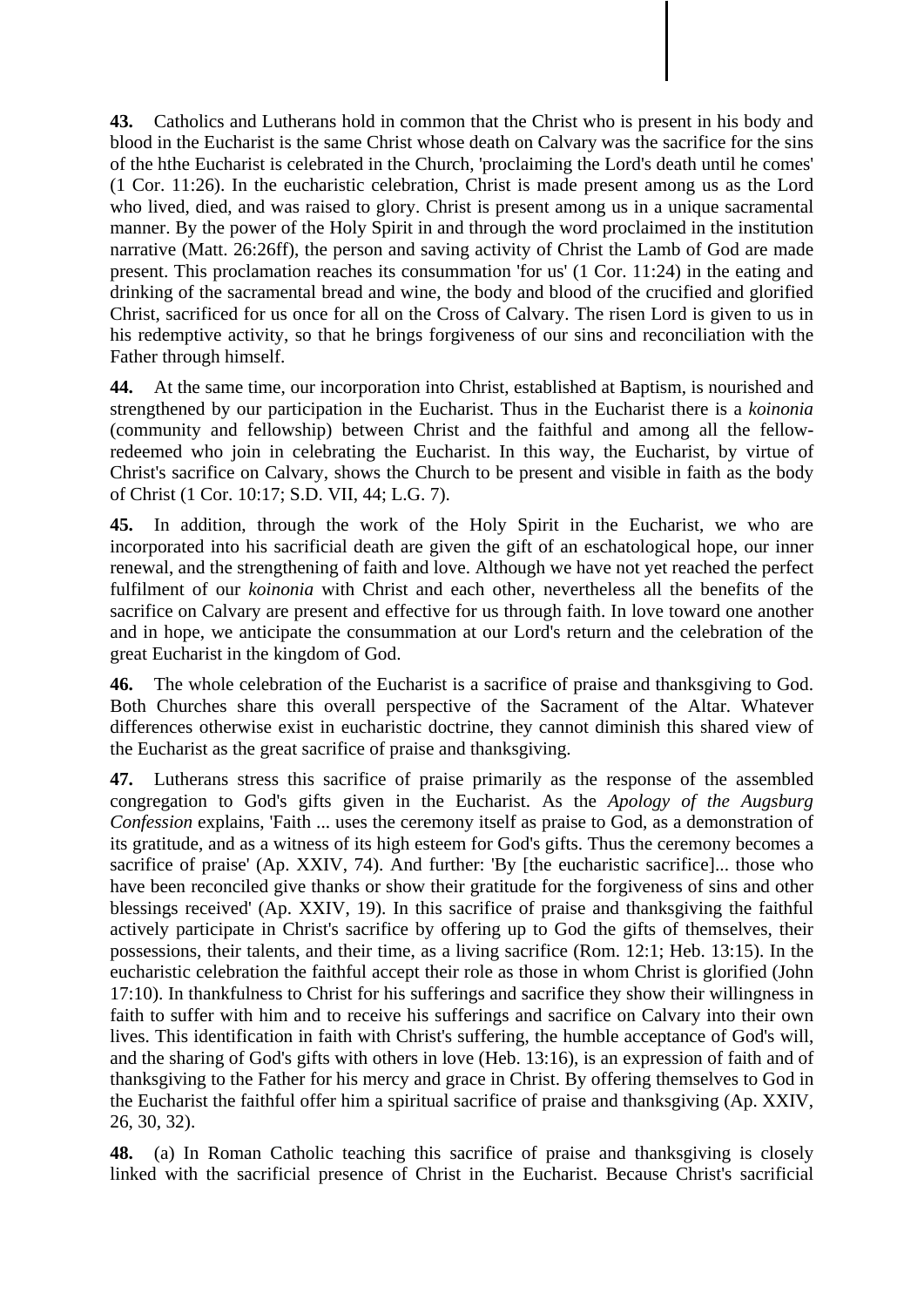**43.** Catholics and Lutherans hold in common that the Christ who is present in his body and blood in the Eucharist is the same Christ whose death on Calvary was the sacrifice for the sins of the hthe Eucharist is celebrated in the Church, 'proclaiming the Lord's death until he comes' (1 Cor. 11:26). In the eucharistic celebration, Christ is made present among us as the Lord who lived, died, and was raised to glory. Christ is present among us in a unique sacramental manner. By the power of the Holy Spirit in and through the word proclaimed in the institution narrative (Matt. 26:26ff), the person and saving activity of Christ the Lamb of God are made present. This proclamation reaches its consummation 'for us' (1 Cor. 11:24) in the eating and drinking of the sacramental bread and wine, the body and blood of the crucified and glorified Christ, sacrificed for us once for all on the Cross of Calvary. The risen Lord is given to us in his redemptive activity, so that he brings forgiveness of our sins and reconciliation with the Father through himself.

**44.** At the same time, our incorporation into Christ, established at Baptism, is nourished and strengthened by our participation in the Eucharist. Thus in the Eucharist there is a *koinonia* (community and fellowship) between Christ and the faithful and among all the fellow-redeemed who join in celebrating the Eucharist. In this way, the Eucharist, by virtue of Christ's sacrifice on Calvary, shows the Church to be present and visible in faith as the body of Christ (1 Cor. 10:17; S.D. VII, 44; L.G. 7).

**45.** In addition, through the work of the Holy Spirit in the Eucharist, we who are incorporated into his sacrificial death are given the gift of an eschatological hope, our inner renewal, and the strengthening of faith and love. Although we have not yet reached the perfect fulfilment of our *koinonia* with Christ and each other, nevertheless all the benefits of the sacrifice on Calvary are present and effective for us through faith. In love toward one another and in hope, we anticipate the consummation at our Lord's return and the celebration of the great Eucharist in the kingdom of God.

**46.** The whole celebration of the Eucharist is a sacrifice of praise and thanksgiving to God. Both Churches share this overall perspective of the Sacrament of the Altar. Whatever differences otherwise exist in eucharistic doctrine, they cannot diminish this shared view of the Eucharist as the great sacrifice of praise and thanksgiving.

**47.** Lutherans stress this sacrifice of praise primarily as the response of the assembled congregation to God's gifts given in the Eucharist. As the *Apology of the Augsburg Confession* explains, 'Faith ... uses the ceremony itself as praise to God, as a demonstration of its gratitude, and as a witness of its high esteem for God's gifts. Thus the ceremony becomes a sacrifice of praise' (Ap. XXIV, 74). And further: 'By [the eucharistic sacrifice]... those who have been reconciled give thanks or show their gratitude for the forgiveness of sins and other blessings received' (Ap. XXIV, 19). In this sacrifice of praise and thanksgiving the faithful actively participate in Christ's sacrifice by offering up to God the gifts of themselves, their possessions, their talents, and their time, as a living sacrifice (Rom. 12:1; Heb. 13:15). In the eucharistic celebration the faithful accept their role as those in whom Christ is glorified (John 17:10). In thankfulness to Christ for his sufferings and sacrifice they show their willingness in faith to suffer with him and to receive his sufferings and sacrifice on Calvary into their own lives. This identification in faith with Christ's suffering, the humble acceptance of God's will, and the sharing of God's gifts with others in love (Heb. 13:16), is an expression of faith and of thanksgiving to the Father for his mercy and grace in Christ. By offering themselves to God in the Eucharist the faithful offer him a spiritual sacrifice of praise and thanksgiving (Ap. XXIV, 26, 30, 32).

**48.** (a) In Roman Catholic teaching this sacrifice of praise and thanksgiving is closely linked with the sacrificial presence of Christ in the Eucharist. Because Christ's sacrificial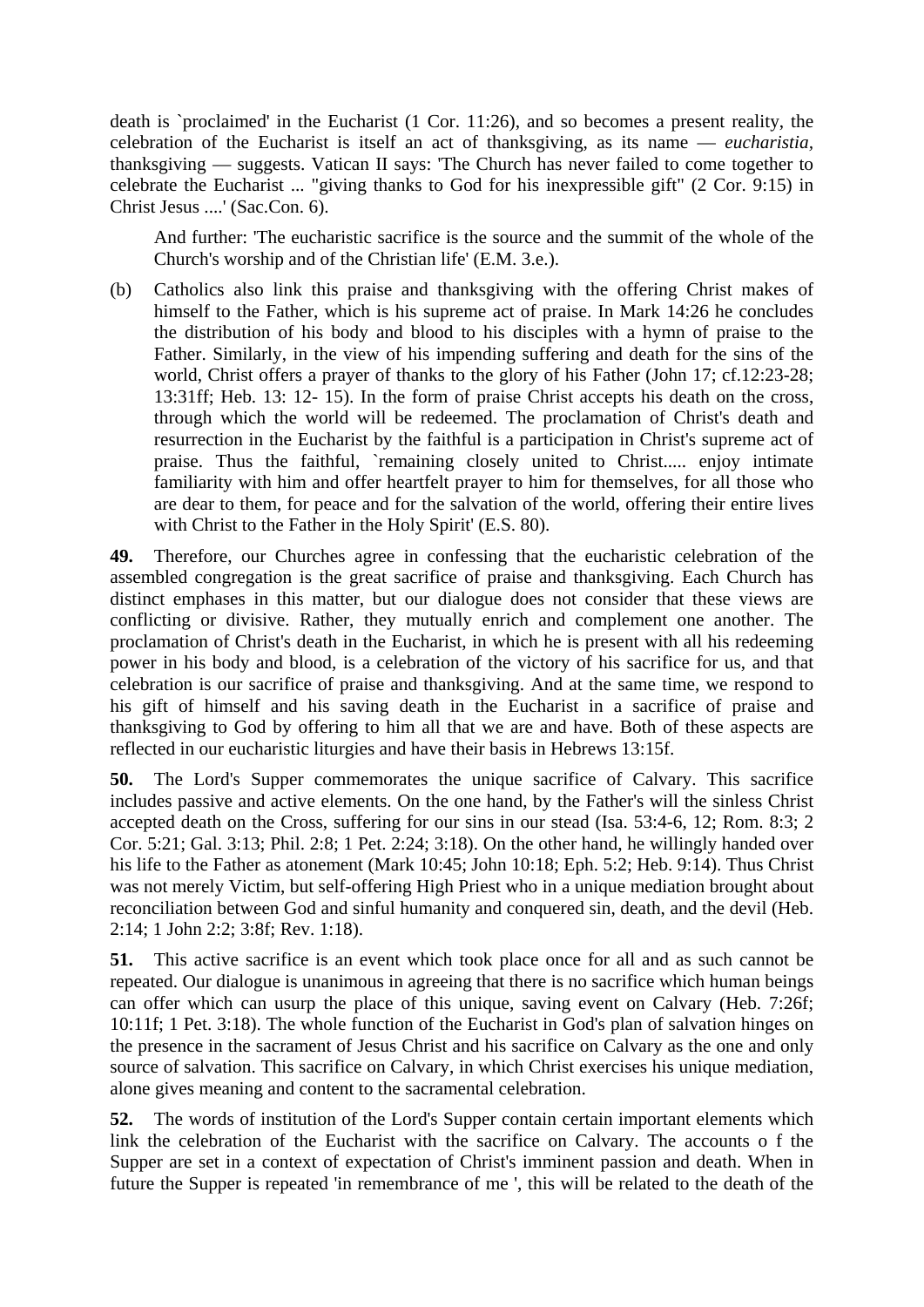death is `proclaimed' in the Eucharist (1 Cor. 11:26), and so becomes a present reality, the celebration of the Eucharist is itself an act of thanksgiving, as its name — *eucharistia*, thanksgiving — suggests. Vatican II says: 'The Church has never failed to come together to celebrate the Eucharist ... "giving thanks to God for his inexpressible gift" (2 Cor. 9:15) in Christ Jesus ....' (Sac.Con. 6).

And further: 'The eucharistic sacrifice is the source and the summit of the whole of the Church's worship and of the Christian life' (E.M. 3.e.).

(b) Catholics also link this praise and thanksgiving with the offering Christ makes of himself to the Father, which is his supreme act of praise. In Mark 14:26 he concludes the distribution of his body and blood to his disciples with a hymn of praise to the Father. Similarly, in the view of his impending suffering and death for the sins of the world, Christ offers a prayer of thanks to the glory of his Father (John 17; cf.12:23-28; 13:31ff; Heb. 13: 12- 15). In the form of praise Christ accepts his death on the cross, through which the world will be redeemed. The proclamation of Christ's death and resurrection in the Eucharist by the faithful is a participation in Christ's supreme act of praise. Thus the faithful, `remaining closely united to Christ..... enjoy intimate familiarity with him and offer heartfelt prayer to him for themselves, for all those who are dear to them, for peace and for the salvation of the world, offering their entire lives with Christ to the Father in the Holy Spirit' (E.S. 80).

**49.** Therefore, our Churches agree in confessing that the eucharistic celebration of the assembled congregation is the great sacrifice of praise and thanksgiving. Each Church has distinct emphases in this matter, but our dialogue does not consider that these views are conflicting or divisive. Rather, they mutually enrich and complement one another. The proclamation of Christ's death in the Eucharist, in which he is present with all his redeeming power in his body and blood, is a celebration of the victory of his sacrifice for us, and that celebration is our sacrifice of praise and thanksgiving. And at the same time, we respond to his gift of himself and his saving death in the Eucharist in a sacrifice of praise and thanksgiving to God by offering to him all that we are and have. Both of these aspects are reflected in our eucharistic liturgies and have their basis in Hebrews 13:15f.

**50.** The Lord's Supper commemorates the unique sacrifice of Calvary. This sacrifice includes passive and active elements. On the one hand, by the Father's will the sinless Christ accepted death on the Cross, suffering for our sins in our stead (Isa. 53:4-6, 12; Rom. 8:3; 2 Cor. 5:21; Gal. 3:13; Phil. 2:8; 1 Pet. 2:24; 3:18). On the other hand, he willingly handed over his life to the Father as atonement (Mark 10:45; John 10:18; Eph. 5:2; Heb. 9:14). Thus Christ was not merely Victim, but self-offering High Priest who in a unique mediation brought about reconciliation between God and sinful humanity and conquered sin, death, and the devil (Heb. 2:14; 1 John 2:2; 3:8f; Rev. 1:18).

**51.** This active sacrifice is an event which took place once for all and as such cannot be repeated. Our dialogue is unanimous in agreeing that there is no sacrifice which human beings can offer which can usurp the place of this unique, saving event on Calvary (Heb. 7:26f; 10:11f; 1 Pet. 3:18). The whole function of the Eucharist in God's plan of salvation hinges on the presence in the sacrament of Jesus Christ and his sacrifice on Calvary as the one and only source of salvation. This sacrifice on Calvary, in which Christ exercises his unique mediation, alone gives meaning and content to the sacramental celebration.

**52.** The words of institution of the Lord's Supper contain certain important elements which link the celebration of the Eucharist with the sacrifice on Calvary. The accounts o f the Supper are set in a context of expectation of Christ's imminent passion and death. When in future the Supper is repeated 'in remembrance of me ', this will be related to the death of the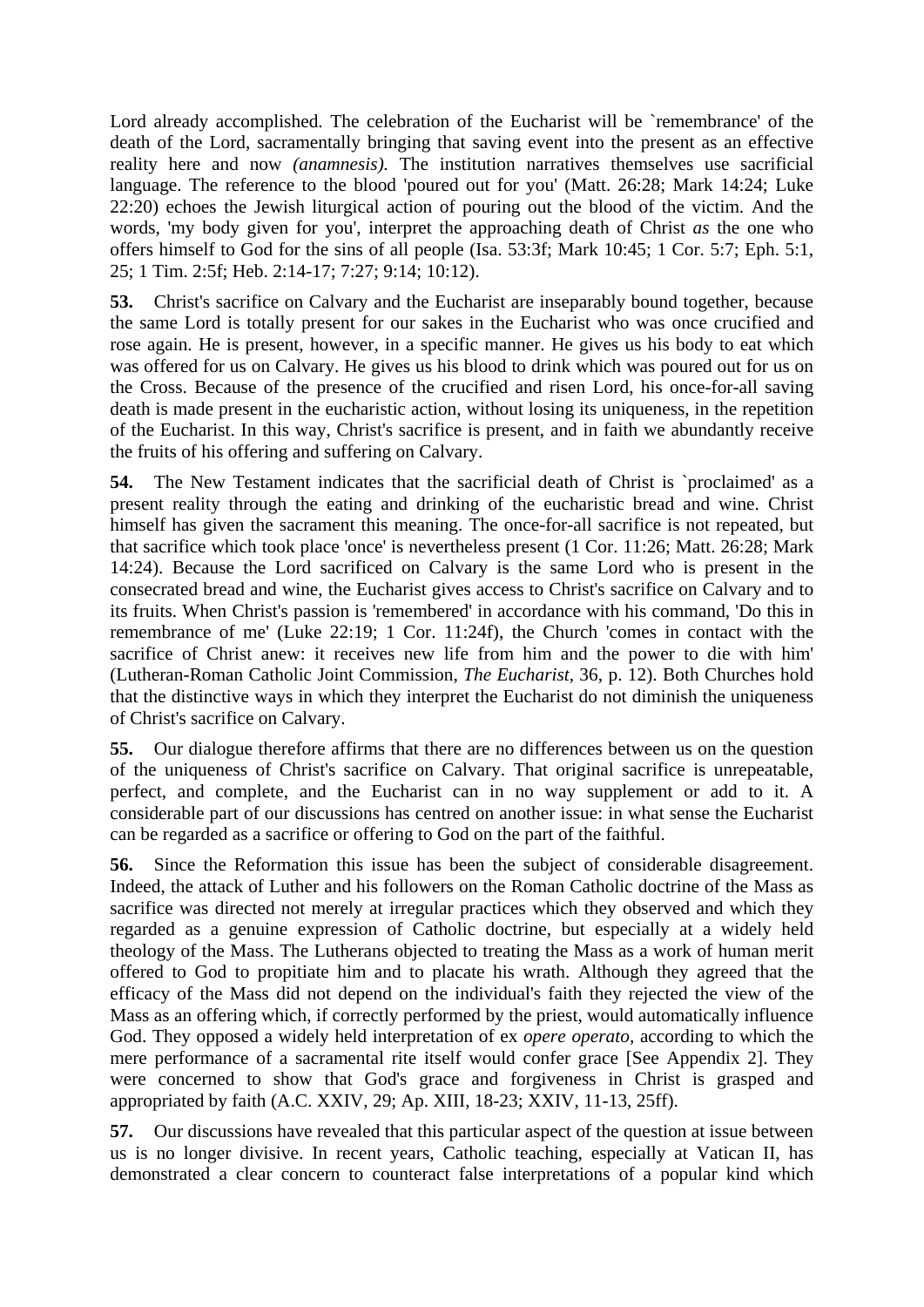Lord already accomplished. The celebration of the Eucharist will be `remembrance' of the death of the Lord, sacramentally bringing that saving event into the present as an effective reality here and now *(anamnesis).* The institution narratives themselves use sacrificial language. The reference to the blood 'poured out for you' (Matt. 26:28; Mark 14:24; Luke 22:20) echoes the Jewish liturgical action of pouring out the blood of the victim. And the words, 'my body given for you', interpret the approaching death of Christ *as* the one who offers himself to God for the sins of all people (Isa. 53:3f; Mark 10:45; 1 Cor. 5:7; Eph. 5:1, 25; 1 Tim. 2:5f; Heb. 2:14-17; 7:27; 9:14; 10:12).

**53.** Christ's sacrifice on Calvary and the Eucharist are inseparably bound together, because the same Lord is totally present for our sakes in the Eucharist who was once crucified and rose again. He is present, however, in a specific manner. He gives us his body to eat which was offered for us on Calvary. He gives us his blood to drink which was poured out for us on the Cross. Because of the presence of the crucified and risen Lord, his once-for-all saving death is made present in the eucharistic action, without losing its uniqueness, in the repetition of the Eucharist. In this way, Christ's sacrifice is present, and in faith we abundantly receive the fruits of his offering and suffering on Calvary.

**54.** The New Testament indicates that the sacrificial death of Christ is `proclaimed' as a present reality through the eating and drinking of the eucharistic bread and wine. Christ himself has given the sacrament this meaning. The once-for-all sacrifice is not repeated, but that sacrifice which took place 'once' is nevertheless present (1 Cor. 11:26; Matt. 26:28; Mark 14:24). Because the Lord sacrificed on Calvary is the same Lord who is present in the consecrated bread and wine, the Eucharist gives access to Christ's sacrifice on Calvary and to its fruits. When Christ's passion is 'remembered' in accordance with his command, 'Do this in remembrance of me' (Luke 22:19; 1 Cor. 11:24f), the Church 'comes in contact with the sacrifice of Christ anew: it receives new life from him and the power to die with him' (Lutheran-Roman Catholic Joint Commission, *The Eucharist*, 36, p. 12). Both Churches hold that the distinctive ways in which they interpret the Eucharist do not diminish the uniqueness of Christ's sacrifice on Calvary.

**55.** Our dialogue therefore affirms that there are no differences between us on the question of the uniqueness of Christ's sacrifice on Calvary. That original sacrifice is unrepeatable, perfect, and complete, and the Eucharist can in no way supplement or add to it. A considerable part of our discussions has centred on another issue: in what sense the Eucharist can be regarded as a sacrifice or offering to God on the part of the faithful.

**56.** Since the Reformation this issue has been the subject of considerable disagreement. Indeed, the attack of Luther and his followers on the Roman Catholic doctrine of the Mass as sacrifice was directed not merely at irregular practices which they observed and which they regarded as a genuine expression of Catholic doctrine, but especially at a widely held theology of the Mass. The Lutherans objected to treating the Mass as a work of human merit offered to God to propitiate him and to placate his wrath. Although they agreed that the efficacy of the Mass did not depend on the individual's faith they rejected the view of the Mass as an offering which, if correctly performed by the priest, would automatically influence God. They opposed a widely held interpretation of ex *opere operato,* according to which the mere performance of a sacramental rite itself would confer grace [See Appendix 2]. They were concerned to show that God's grace and forgiveness in Christ is grasped and appropriated by faith (A.C. XXIV, 29; Ap. XIII, 18-23; XXIV, 11-13, 25ff).

**57.** Our discussions have revealed that this particular aspect of the question at issue between us is no longer divisive. In recent years, Catholic teaching, especially at Vatican II, has demonstrated a clear concern to counteract false interpretations of a popular kind which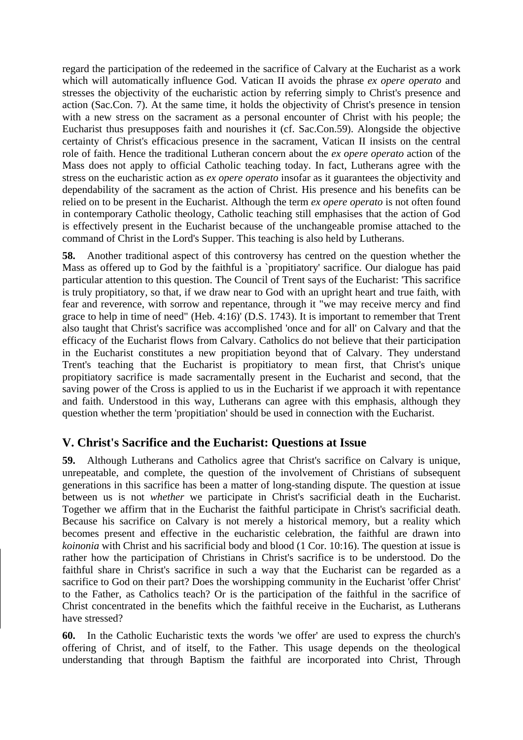regard the participation of the redeemed in the sacrifice of Calvary at the Eucharist as a work which will automatically influence God. Vatican II avoids the phrase *ex opere operato* and stresses the objectivity of the eucharistic action by referring simply to Christ's presence and action (Sac.Con. 7). At the same time, it holds the objectivity of Christ's presence in tension with a new stress on the sacrament as a personal encounter of Christ with his people; the Eucharist thus presupposes faith and nourishes it (cf. Sac.Con.59). Alongside the objective certainty of Christ's efficacious presence in the sacrament, Vatican II insists on the central role of faith. Hence the traditional Lutheran concern about the *ex opere operato* action of the Mass does not apply to official Catholic teaching today. In fact, Lutherans agree with the stress on the eucharistic action as *ex opere operato* insofar as it guarantees the objectivity and dependability of the sacrament as the action of Christ. His presence and his benefits can be relied on to be present in the Eucharist. Although the term *ex opere operato* is not often found in contemporary Catholic theology, Catholic teaching still emphasises that the action of God is effectively present in the Eucharist because of the unchangeable promise attached to the command of Christ in the Lord's Supper. This teaching is also held by Lutherans.

**58.** Another traditional aspect of this controversy has centred on the question whether the Mass as offered up to God by the faithful is a `propitiatory' sacrifice. Our dialogue has paid particular attention to this question. The Council of Trent says of the Eucharist: 'This sacrifice is truly propitiatory, so that, if we draw near to God with an upright heart and true faith, with fear and reverence, with sorrow and repentance, through it "we may receive mercy and find grace to help in time of need" (Heb. 4:16)' (D.S. 1743). It is important to remember that Trent also taught that Christ's sacrifice was accomplished 'once and for all' on Calvary and that the efficacy of the Eucharist flows from Calvary. Catholics do not believe that their participation in the Eucharist constitutes a new propitiation beyond that of Calvary. They understand Trent's teaching that the Eucharist is propitiatory to mean first, that Christ's unique propitiatory sacrifice is made sacramentally present in the Eucharist and second, that the saving power of the Cross is applied to us in the Eucharist if we approach it with repentance and faith. Understood in this way, Lutherans can agree with this emphasis, although they question whether the term 'propitiation' should be used in connection with the Eucharist.

## V. Christ's Sacrifice and the Eucharist: Questions at Issue

**59.** Although Lutherans and Catholics agree that Christ's sacrifice on Calvary is unique, unrepeatable, and complete, the question of the involvement of Christians of subsequent generations in this sacrifice has been a matter of long-standing dispute. The question at issue between us is not *whether* we participate in Christ's sacrificial death in the Eucharist. Together we affirm that in the Eucharist the faithful participate in Christ's sacrificial death. Because his sacrifice on Calvary is not merely a historical memory, but a reality which becomes present and effective in the eucharistic celebration, the faithful are drawn into *koinonia* with Christ and his sacrificial body and blood (1 Cor. 10:16). The question at issue is rather how the participation of Christians in Christ's sacrifice is to be understood. Do the faithful share in Christ's sacrifice in such a way that the Eucharist can be regarded as a sacrifice to God on their part? Does the worshipping community in the Eucharist 'offer Christ' to the Father, as Catholics teach? Or is the participation of the faithful in the sacrifice of Christ concentrated in the benefits which the faithful receive in the Eucharist, as Lutherans have stressed?

**60.** In the Catholic Eucharistic texts the words 'we offer' are used to express the church's offering of Christ, and of itself, to the Father. This usage depends on the theological understanding that through Baptism the faithful are incorporated into Christ, Through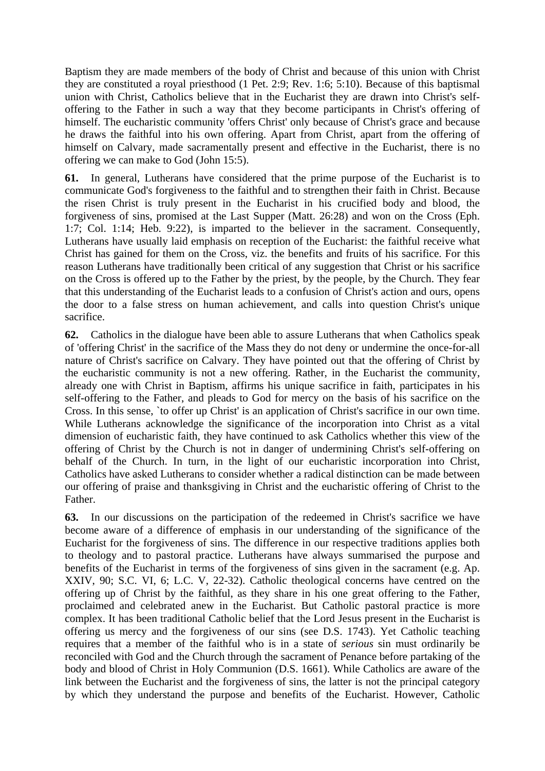Baptism they are made members of the body of Christ and because of this union with Christ they are constituted a royal priesthood (1 Pet. 2:9; Rev. 1:6; 5:10). Because of this baptismal union with Christ, Catholics believe that in the Eucharist they are drawn into Christ's self-offering to the Father in such a way that they become participants in Christ's offering of himself. The eucharistic community 'offers Christ' only because of Christ's grace and because he draws the faithful into his own offering. Apart from Christ, apart from the offering of himself on Calvary, made sacramentally present and effective in the Eucharist, there is no offering we can make to God (John 15:5).

**61.** In general, Lutherans have considered that the prime purpose of the Eucharist is to communicate God's forgiveness to the faithful and to strengthen their faith in Christ. Because the risen Christ is truly present in the Eucharist in his crucified body and blood, the forgiveness of sins, promised at the Last Supper (Matt. 26:28) and won on the Cross (Eph. 1:7; Col. 1:14; Heb. 9:22), is imparted to the believer in the sacrament. Consequently, Lutherans have usually laid emphasis on reception of the Eucharist: the faithful receive what Christ has gained for them on the Cross, viz. the benefits and fruits of his sacrifice. For this reason Lutherans have traditionally been critical of any suggestion that Christ or his sacrifice on the Cross is offered up to the Father by the priest, by the people, by the Church. They fear that this understanding of the Eucharist leads to a confusion of Christ's action and ours, opens the door to a false stress on human achievement, and calls into question Christ's unique sacrifice.

**62.** Catholics in the dialogue have been able to assure Lutherans that when Catholics speak of 'offering Christ' in the sacrifice of the Mass they do not deny or undermine the once-for-all nature of Christ's sacrifice on Calvary. They have pointed out that the offering of Christ by the eucharistic community is not a new offering. Rather, in the Eucharist the community, already one with Christ in Baptism, affirms his unique sacrifice in faith, participates in his self-offering to the Father, and pleads to God for mercy on the basis of his sacrifice on the Cross. In this sense, `to offer up Christ' is an application of Christ's sacrifice in our own time. While Lutherans acknowledge the significance of the incorporation into Christ as a vital dimension of eucharistic faith, they have continued to ask Catholics whether this view of the offering of Christ by the Church is not in danger of undermining Christ's self-offering on behalf of the Church. In turn, in the light of our eucharistic incorporation into Christ, Catholics have asked Lutherans to consider whether a radical distinction can be made between our offering of praise and thanksgiving in Christ and the eucharistic offering of Christ to the Father.

**63.** In our discussions on the participation of the redeemed in Christ's sacrifice we have become aware of a difference of emphasis in our understanding of the significance of the Eucharist for the forgiveness of sins. The difference in our respective traditions applies both to theology and to pastoral practice. Lutherans have always summarised the purpose and benefits of the Eucharist in terms of the forgiveness of sins given in the sacrament (e.g. Ap. XXIV, 90; S.C. VI, 6; L.C. V, 22-32). Catholic theological concerns have centred on the offering up of Christ by the faithful, as they share in his one great offering to the Father, proclaimed and celebrated anew in the Eucharist. But Catholic pastoral practice is more complex. It has been traditional Catholic belief that the Lord Jesus present in the Eucharist is offering us mercy and the forgiveness of our sins (see D.S. 1743). Yet Catholic teaching requires that a member of the faithful who is in a state of *serious* sin must ordinarily be reconciled with God and the Church through the sacrament of Penance before partaking of the body and blood of Christ in Holy Communion (D.S. 1661). While Catholics are aware of the link between the Eucharist and the forgiveness of sins, the latter is not the principal category by which they understand the purpose and benefits of the Eucharist. However, Catholic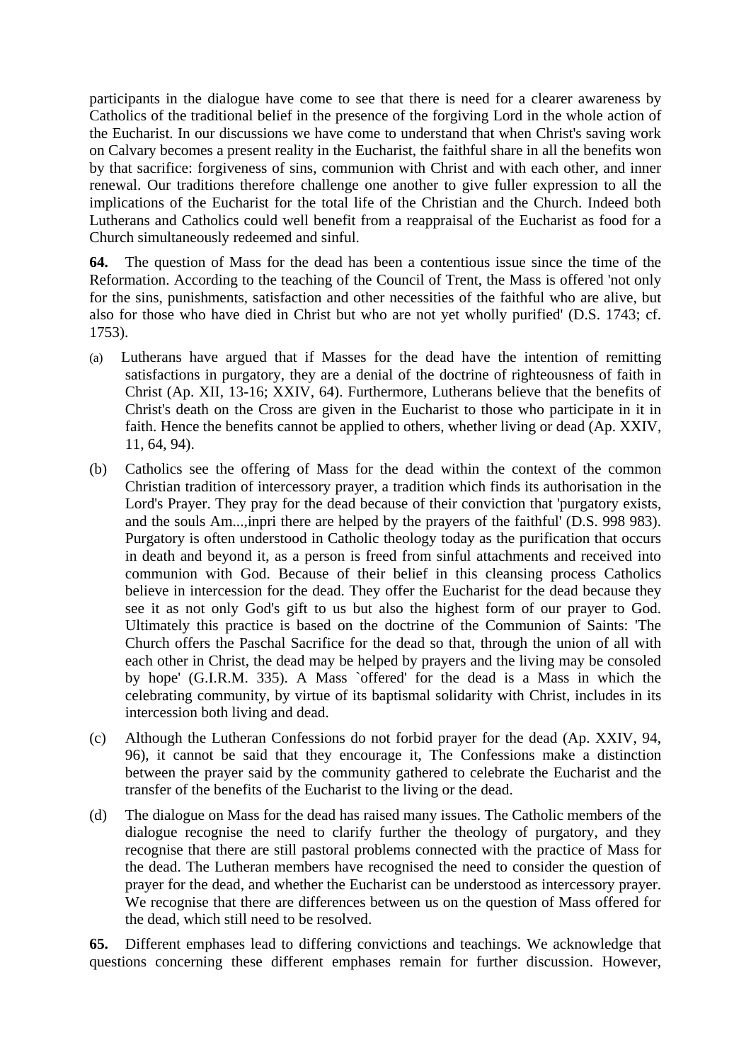participants in the dialogue have come to see that there is need for a clearer awareness by Catholics of the traditional belief in the presence of the forgiving Lord in the whole action of the Eucharist. In our discussions we have come to understand that when Christ's saving work on Calvary becomes a present reality in the Eucharist, the faithful share in all the benefits won by that sacrifice: forgiveness of sins, communion with Christ and with each other, and inner renewal. Our traditions therefore challenge one another to give fuller expression to all the implications of the Eucharist for the total life of the Christian and the Church. Indeed both Lutherans and Catholics could well benefit from a reappraisal of the Eucharist as food for a Church simultaneously redeemed and sinful.

**64.** The question of Mass for the dead has been a contentious issue since the time of the Reformation. According to the teaching of the Council of Trent, the Mass is offered 'not only for the sins, punishments, satisfaction and other necessities of the faithful who are alive, but also for those who have died in Christ but who are not yet wholly purified' (D.S. 1743; cf. 1753).

(a) Lutherans have argued that if Masses for the dead have the intention of remitting satisfactions in purgatory, they are a denial of the doctrine of righteousness of faith in Christ (Ap. XII, 13-16; XXIV, 64). Furthermore, Lutherans believe that the benefits of Christ's death on the Cross are given in the Eucharist to those who participate in it in faith. Hence the benefits cannot be applied to others, whether living or dead (Ap. XXIV, 11, 64, 94).

(b) Catholics see the offering of Mass for the dead within the context of the common Christian tradition of intercessory prayer, a tradition which finds its authorisation in the Lord's Prayer. They pray for the dead because of their conviction that 'purgatory exists, and the souls Am...,inpri there are helped by the prayers of the faithful' (D.S. 998 983). Purgatory is often understood in Catholic theology today as the purification that occurs in death and beyond it, as a person is freed from sinful attachments and received into communion with God. Because of their belief in this cleansing process Catholics believe in intercession for the dead. They offer the Eucharist for the dead because they see it as not only God's gift to us but also the highest form of our prayer to God. Ultimately this practice is based on the doctrine of the Communion of Saints: 'The Church offers the Paschal Sacrifice for the dead so that, through the union of all with each other in Christ, the dead may be helped by prayers and the living may be consoled by hope' (G.I.R.M. 335). A Mass `offered' for the dead is a Mass in which the celebrating community, by virtue of its baptismal solidarity with Christ, includes in its intercession both living and dead.

(c) Although the Lutheran Confessions do not forbid prayer for the dead (Ap. XXIV, 94, 96), it cannot be said that they encourage it, The Confessions make a distinction between the prayer said by the community gathered to celebrate the Eucharist and the transfer of the benefits of the Eucharist to the living or the dead.

(d) The dialogue on Mass for the dead has raised many issues. The Catholic members of the dialogue recognise the need to clarify further the theology of purgatory, and they recognise that there are still pastoral problems connected with the practice of Mass for the dead. The Lutheran members have recognised the need to consider the question of prayer for the dead, and whether the Eucharist can be understood as intercessory prayer. We recognise that there are differences between us on the question of Mass offered for the dead, which still need to be resolved.

**65.** Different emphases lead to differing convictions and teachings. We acknowledge that questions concerning these different emphases remain for further discussion. However,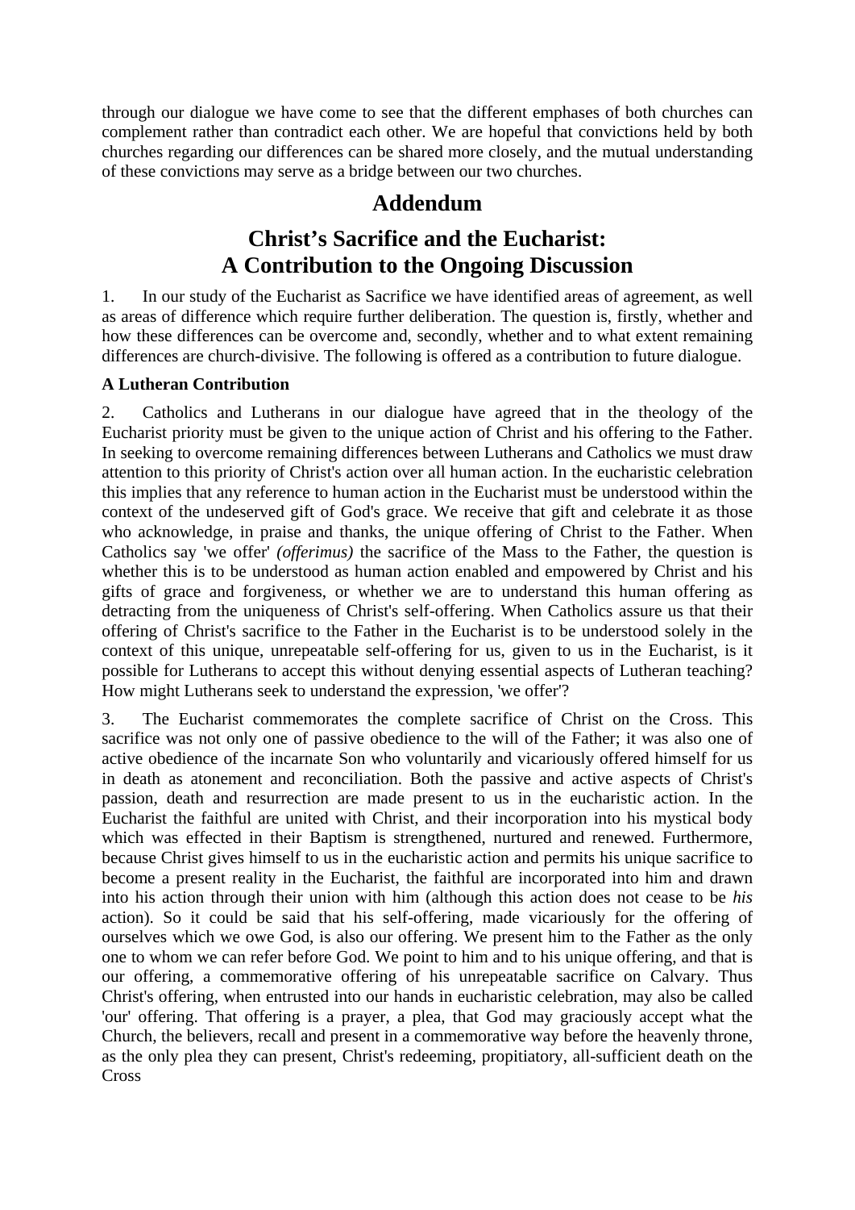through our dialogue we have come to see that the different emphases of both churches can complement rather than contradict each other. We are hopeful that convictions held by both churches regarding our differences can be shared more closely, and the mutual understanding of these convictions may serve as a bridge between our two churches.

## Addendum

## Christ's Sacrifice and the Eucharist: A Contribution to the Ongoing Discussion

1. In our study of the Eucharist as Sacrifice we have identified areas of agreement, as well as areas of difference which require further deliberation. The question is, firstly, whether and how these differences can be overcome and, secondly, whether and to what extent remaining differences are church-divisive. The following is offered as a contribution to future dialogue.

### A Lutheran Contribution

2. Catholics and Lutherans in our dialogue have agreed that in the theology of the Eucharist priority must be given to the unique action of Christ and his offering to the Father. In seeking to overcome remaining differences between Lutherans and Catholics we must draw attention to this priority of Christ's action over all human action. In the eucharistic celebration this implies that any reference to human action in the Eucharist must be understood within the context of the undeserved gift of God's grace. We receive that gift and celebrate it as those who acknowledge, in praise and thanks, the unique offering of Christ to the Father. When Catholics say 'we offer' *(offerimus)* the sacrifice of the Mass to the Father, the question is whether this is to be understood as human action enabled and empowered by Christ and his gifts of grace and forgiveness, or whether we are to understand this human offering as detracting from the uniqueness of Christ's self-offering. When Catholics assure us that their offering of Christ's sacrifice to the Father in the Eucharist is to be understood solely in the context of this unique, unrepeatable self-offering for us, given to us in the Eucharist, is it possible for Lutherans to accept this without denying essential aspects of Lutheran teaching? How might Lutherans seek to understand the expression, 'we offer'?

3. The Eucharist commemorates the complete sacrifice of Christ on the Cross. This sacrifice was not only one of passive obedience to the will of the Father; it was also one of active obedience of the incarnate Son who voluntarily and vicariously offered himself for us in death as atonement and reconciliation. Both the passive and active aspects of Christ's passion, death and resurrection are made present to us in the eucharistic action. In the Eucharist the faithful are united with Christ, and their incorporation into his mystical body which was effected in their Baptism is strengthened, nurtured and renewed. Furthermore, because Christ gives himself to us in the eucharistic action and permits his unique sacrifice to become a present reality in the Eucharist, the faithful are incorporated into him and drawn into his action through their union with him (although this action does not cease to be *his* action). So it could be said that his self-offering, made vicariously for the offering of ourselves which we owe God, is also our offering. We present him to the Father as the only one to whom we can refer before God. We point to him and to his unique offering, and that is our offering, a commemorative offering of his unrepeatable sacrifice on Calvary. Thus Christ's offering, when entrusted into our hands in eucharistic celebration, may also be called 'our' offering. That offering is a prayer, a plea, that God may graciously accept what the Church, the believers, recall and present in a commemorative way before the heavenly throne, as the only plea they can present, Christ's redeeming, propitiatory, all-sufficient death on the Cross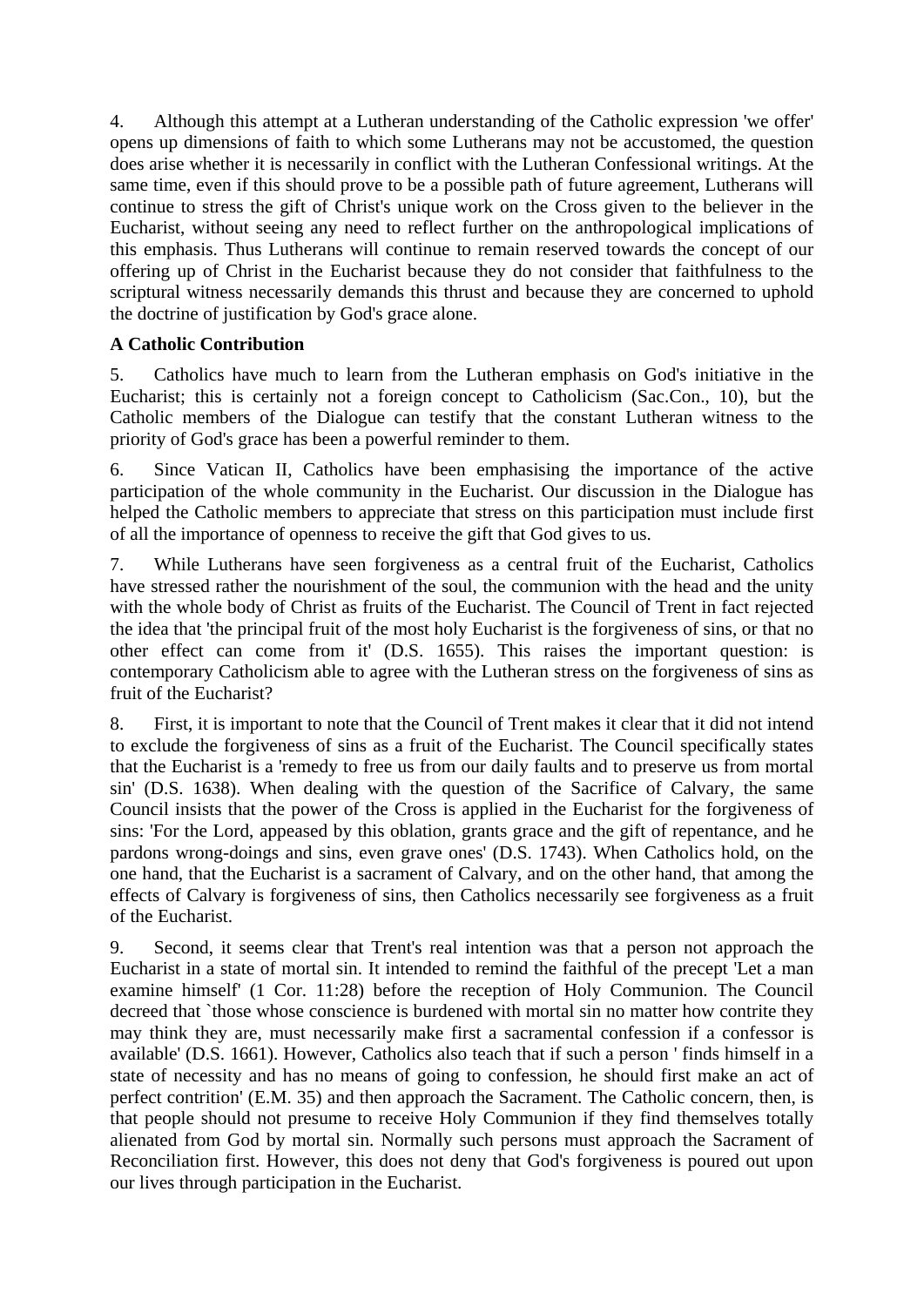4. Although this attempt at a Lutheran understanding of the Catholic expression 'we offer' opens up dimensions of faith to which some Lutherans may not be accustomed, the question does arise whether it is necessarily in conflict with the Lutheran Confessional writings. At the same time, even if this should prove to be a possible path of future agreement, Lutherans will continue to stress the gift of Christ's unique work on the Cross given to the believer in the Eucharist, without seeing any need to reflect further on the anthropological implications of this emphasis. Thus Lutherans will continue to remain reserved towards the concept of our offering up of Christ in the Eucharist because they do not consider that faithfulness to the scriptural witness necessarily demands this thrust and because they are concerned to uphold the doctrine of justification by God's grace alone.

**A Catholic Contribution**

5. Catholics have much to learn from the Lutheran emphasis on God's initiative in the Eucharist; this is certainly not a foreign concept to Catholicism (Sac.Con., 10), but the Catholic members of the Dialogue can testify that the constant Lutheran witness to the priority of God's grace has been a powerful reminder to them.

6. Since Vatican II, Catholics have been emphasising the importance of the active participation of the whole community in the Eucharist. Our discussion in the Dialogue has helped the Catholic members to appreciate that stress on this participation must include first of all the importance of openness to receive the gift that God gives to us.

7. While Lutherans have seen forgiveness as a central fruit of the Eucharist, Catholics have stressed rather the nourishment of the soul, the communion with the head and the unity with the whole body of Christ as fruits of the Eucharist. The Council of Trent in fact rejected the idea that 'the principal fruit of the most holy Eucharist is the forgiveness of sins, or that no other effect can come from it' (D.S. 1655). This raises the important question: is contemporary Catholicism able to agree with the Lutheran stress on the forgiveness of sins as fruit of the Eucharist?

8. First, it is important to note that the Council of Trent makes it clear that it did not intend to exclude the forgiveness of sins as a fruit of the Eucharist. The Council specifically states that the Eucharist is a 'remedy to free us from our daily faults and to preserve us from mortal sin' (D.S. 1638). When dealing with the question of the Sacrifice of Calvary, the same Council insists that the power of the Cross is applied in the Eucharist for the forgiveness of sins: 'For the Lord, appeased by this oblation, grants grace and the gift of repentance, and he pardons wrong-doings and sins, even grave ones' (D.S. 1743). When Catholics hold, on the one hand, that the Eucharist is a sacrament of Calvary, and on the other hand, that among the effects of Calvary is forgiveness of sins, then Catholics necessarily see forgiveness as a fruit of the Eucharist.

9. Second, it seems clear that Trent's real intention was that a person not approach the Eucharist in a state of mortal sin. It intended to remind the faithful of the precept 'Let a man examine himself' (1 Cor. 11:28) before the reception of Holy Communion. The Council decreed that `those whose conscience is burdened with mortal sin no matter how contrite they may think they are, must necessarily make first a sacramental confession if a confessor is available' (D.S. 1661). However, Catholics also teach that if such a person ' finds himself in a state of necessity and has no means of going to confession, he should first make an act of perfect contrition' (E.M. 35) and then approach the Sacrament. The Catholic concern, then, is that people should not presume to receive Holy Communion if they find themselves totally alienated from God by mortal sin. Normally such persons must approach the Sacrament of Reconciliation first. However, this does not deny that God's forgiveness is poured out upon our lives through participation in the Eucharist.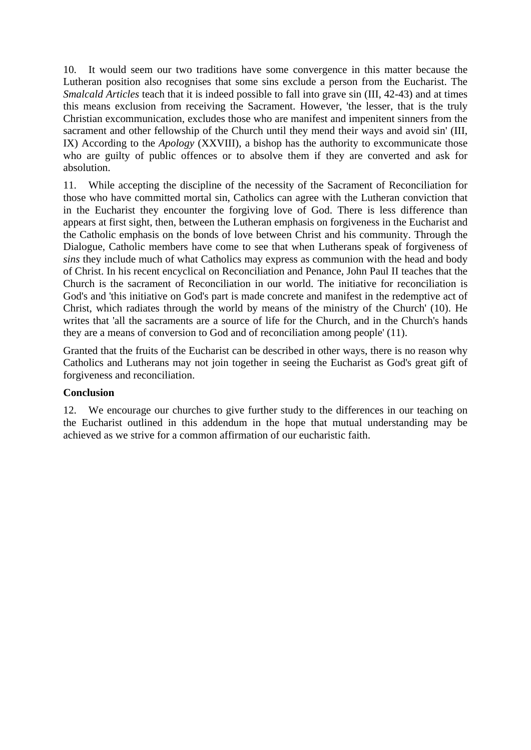10. It would seem our two traditions have some convergence in this matter because the Lutheran position also recognises that some sins exclude a person from the Eucharist. The *Smalcald Articles* teach that it is indeed possible to fall into grave sin (III, 42-43) and at times this means exclusion from receiving the Sacrament. However, 'the lesser, that is the truly Christian excommunication, excludes those who are manifest and impenitent sinners from the sacrament and other fellowship of the Church until they mend their ways and avoid sin' (III, IX) According to the *Apology* (XXVIII), a bishop has the authority to excommunicate those who are guilty of public offences or to absolve them if they are converted and ask for absolution.

11. While accepting the discipline of the necessity of the Sacrament of Reconciliation for those who have committed mortal sin, Catholics can agree with the Lutheran conviction that in the Eucharist they encounter the forgiving love of God. There is less difference than appears at first sight, then, between the Lutheran emphasis on forgiveness in the Eucharist and the Catholic emphasis on the bonds of love between Christ and his community. Through the Dialogue, Catholic members have come to see that when Lutherans speak of forgiveness of *sins* they include much of what Catholics may express as communion with the head and body of Christ. In his recent encyclical on Reconciliation and Penance, John Paul II teaches that the Church is the sacrament of Reconciliation in our world. The initiative for reconciliation is God's and 'this initiative on God's part is made concrete and manifest in the redemptive act of Christ, which radiates through the world by means of the ministry of the Church' (10). He writes that 'all the sacraments are a source of life for the Church, and in the Church's hands they are a means of conversion to God and of reconciliation among people' (11).

Granted that the fruits of the Eucharist can be described in other ways, there is no reason why Catholics and Lutherans may not join together in seeing the Eucharist as God's great gift of forgiveness and reconciliation.

**Conclusion**

12. We encourage our churches to give further study to the differences in our teaching on the Eucharist outlined in this addendum in the hope that mutual understanding may be achieved as we strive for a common affirmation of our eucharistic faith.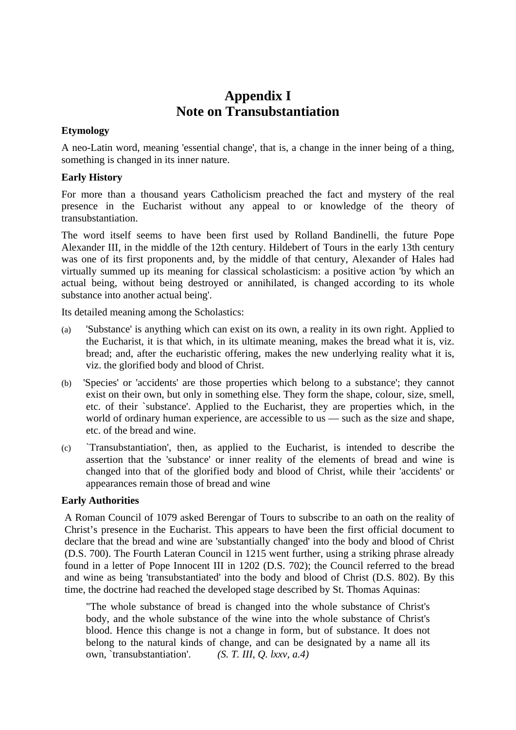# Appendix I
# Note on Transubstantiation

**Etymology**

A neo-Latin word, meaning 'essential change', that is, a change in the inner being of a thing, something is changed in its inner nature.

**Early History**

For more than a thousand years Catholicism preached the fact and mystery of the real presence in the Eucharist without any appeal to or knowledge of the theory of transubstantiation.

The word itself seems to have been first used by Rolland Bandinelli, the future Pope Alexander III, in the middle of the 12th century. Hildebert of Tours in the early 13th century was one of its first proponents and, by the middle of that century, Alexander of Hales had virtually summed up its meaning for classical scholasticism: a positive action 'by which an actual being, without being destroyed or annihilated, is changed according to its whole substance into another actual being'.

Its detailed meaning among the Scholastics:

(a) 'Substance' is anything which can exist on its own, a reality in its own right. Applied to the Eucharist, it is that which, in its ultimate meaning, makes the bread what it is, viz. bread; and, after the eucharistic offering, makes the new underlying reality what it is, viz. the glorified body and blood of Christ.

(b) 'Species' or 'accidents' are those properties which belong to a substance'; they cannot exist on their own, but only in something else. They form the shape, colour, size, smell, etc. of their `substance'. Applied to the Eucharist, they are properties which, in the world of ordinary human experience, are accessible to us — such as the size and shape, etc. of the bread and wine.

(c) `Transubstantiation', then, as applied to the Eucharist, is intended to describe the assertion that the 'substance' or inner reality of the elements of bread and wine is changed into that of the glorified body and blood of Christ, while their 'accidents' or appearances remain those of bread and wine

**Early Authorities**

A Roman Council of 1079 asked Berengar of Tours to subscribe to an oath on the reality of Christ's presence in the Eucharist. This appears to have been the first official document to declare that the bread and wine are 'substantially changed' into the body and blood of Christ (D.S. 700). The Fourth Lateran Council in 1215 went further, using a striking phrase already found in a letter of Pope Innocent III in 1202 (D.S. 702); the Council referred to the bread and wine as being 'transubstantiated' into the body and blood of Christ (D.S. 802). By this time, the doctrine had reached the developed stage described by St. Thomas Aquinas:

> "The whole substance of bread is changed into the whole substance of Christ's body, and the whole substance of the wine into the whole substance of Christ's blood. Hence this change is not a change in form, but of substance. It does not belong to the natural kinds of change, and can be designated by a name all its own, `transubstantiation'. *(S. T. III, Q. lxxv, a.4)*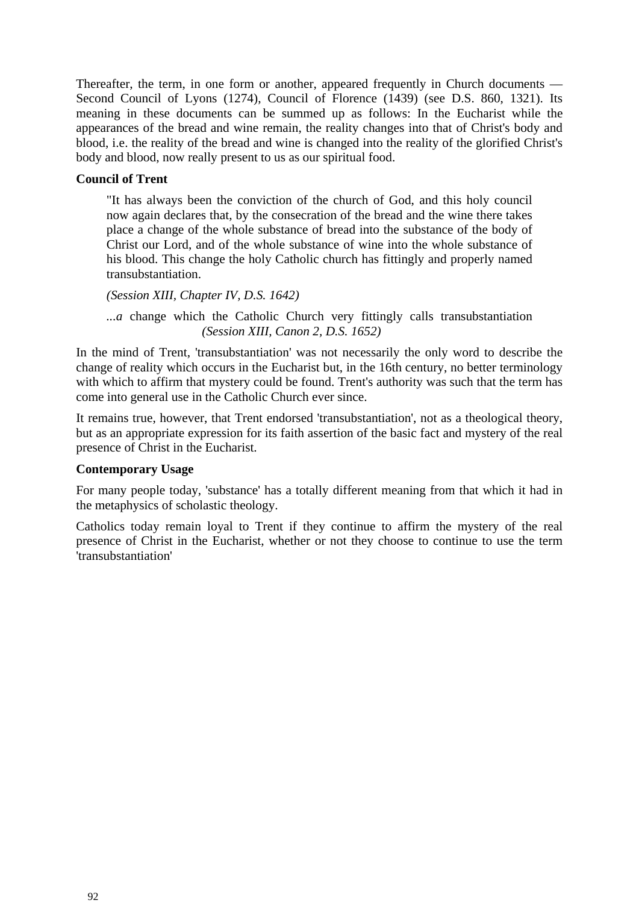Thereafter, the term, in one form or another, appeared frequently in Church documents — Second Council of Lyons (1274), Council of Florence (1439) (see D.S. 860, 1321). Its meaning in these documents can be summed up as follows: In the Eucharist while the appearances of the bread and wine remain, the reality changes into that of Christ's body and blood, i.e. the reality of the bread and wine is changed into the reality of the glorified Christ's body and blood, now really present to us as our spiritual food.

**Council of Trent**

> "It has always been the conviction of the church of God, and this holy council now again declares that, by the consecration of the bread and the wine there takes place a change of the whole substance of bread into the substance of the body of Christ our Lord, and of the whole substance of wine into the whole substance of his blood. This change the holy Catholic church has fittingly and properly named transubstantiation.
>
> *(Session XIII, Chapter IV, D.S. 1642)*
>
> *...a* change which the Catholic Church very fittingly calls transubstantiation *(Session XIII, Canon 2, D.S. 1652)*

In the mind of Trent, 'transubstantiation' was not necessarily the only word to describe the change of reality which occurs in the Eucharist but, in the 16th century, no better terminology with which to affirm that mystery could be found. Trent's authority was such that the term has come into general use in the Catholic Church ever since.

It remains true, however, that Trent endorsed 'transubstantiation', not as a theological theory, but as an appropriate expression for its faith assertion of the basic fact and mystery of the real presence of Christ in the Eucharist.

**Contemporary Usage**

For many people today, 'substance' has a totally different meaning from that which it had in the metaphysics of scholastic theology.

Catholics today remain loyal to Trent if they continue to affirm the mystery of the real presence of Christ in the Eucharist, whether or not they choose to continue to use the term 'transubstantiation'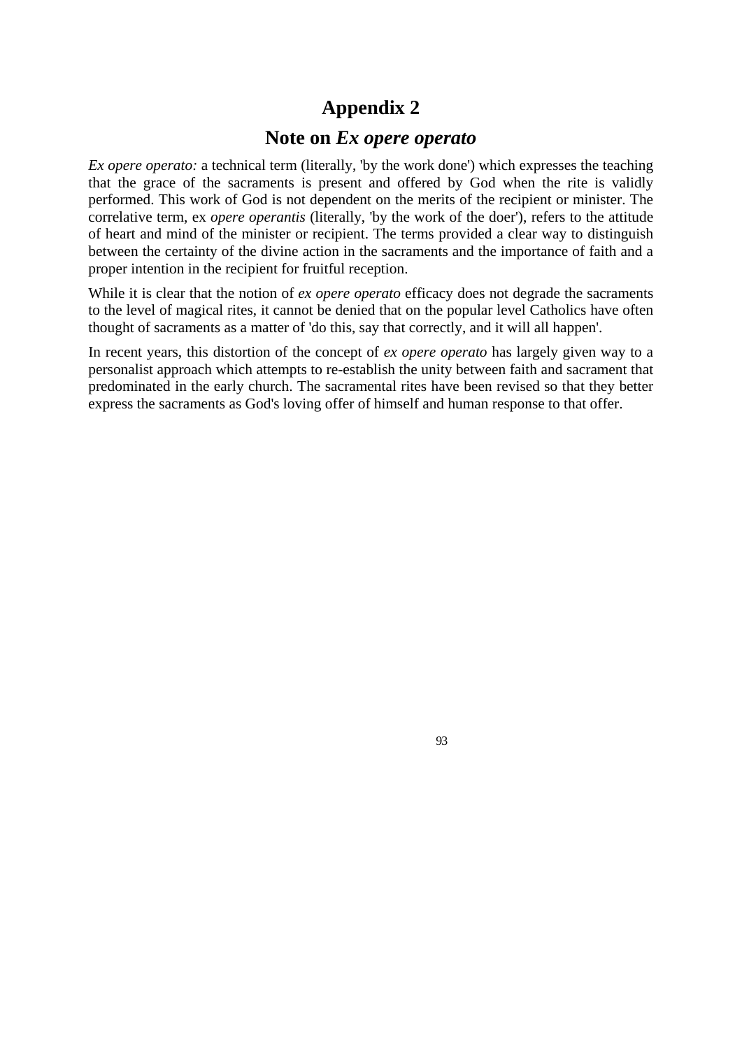# Appendix 2

## Note on *Ex opere operato*

*Ex opere operato:* a technical term (literally, 'by the work done') which expresses the teaching that the grace of the sacraments is present and offered by God when the rite is validly performed. This work of God is not dependent on the merits of the recipient or minister. The correlative term, ex *opere operantis* (literally, 'by the work of the doer'), refers to the attitude of heart and mind of the minister or recipient. The terms provided a clear way to distinguish between the certainty of the divine action in the sacraments and the importance of faith and a proper intention in the recipient for fruitful reception.

While it is clear that the notion of *ex opere operato* efficacy does not degrade the sacraments to the level of magical rites, it cannot be denied that on the popular level Catholics have often thought of sacraments as a matter of 'do this, say that correctly, and it will all happen'.

In recent years, this distortion of the concept of *ex opere operato* has largely given way to a personalist approach which attempts to re-establish the unity between faith and sacrament that predominated in the early church. The sacramental rites have been revised so that they better express the sacraments as God's loving offer of himself and human response to that offer.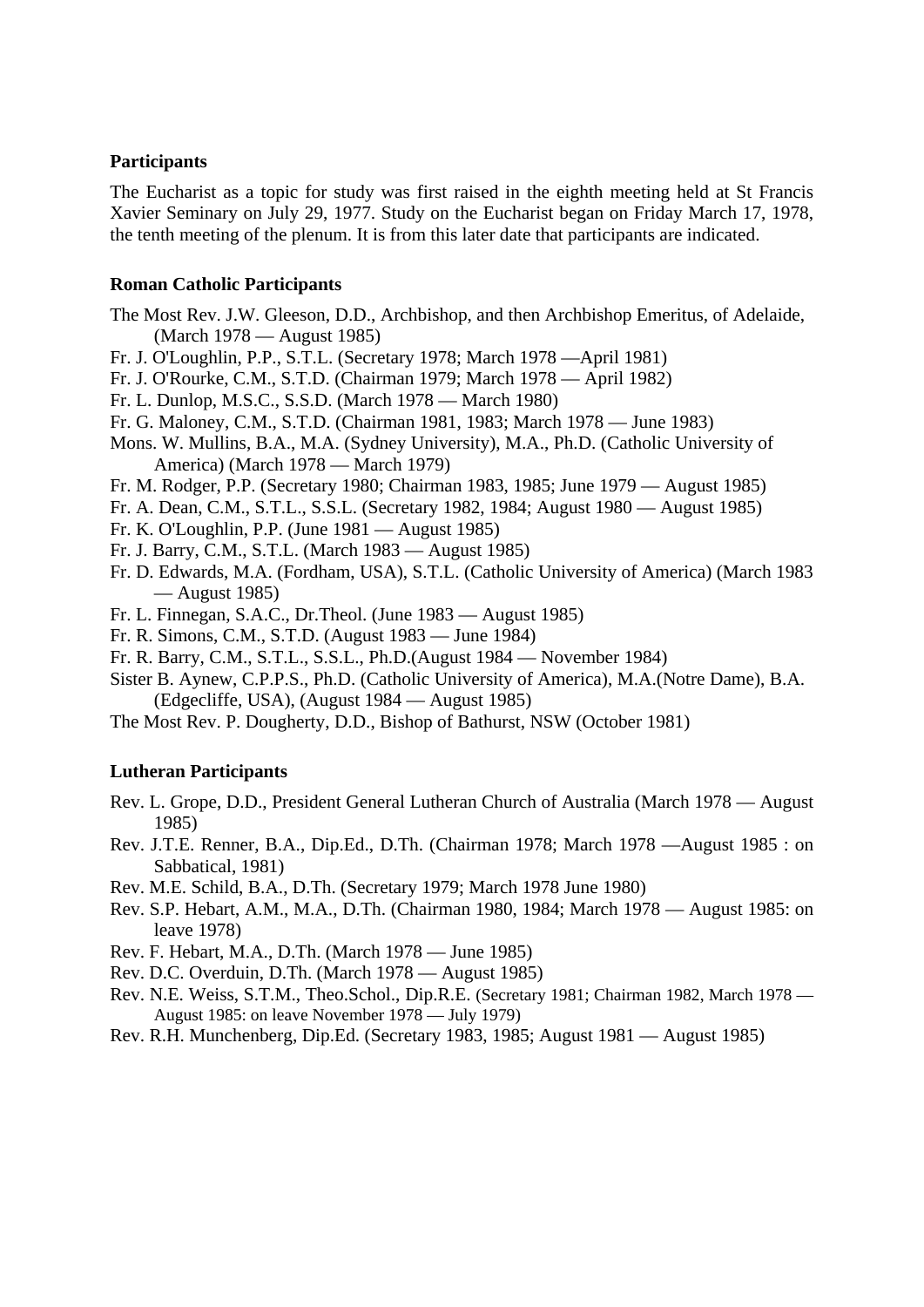**Participants**

The Eucharist as a topic for study was first raised in the eighth meeting held at St Francis Xavier Seminary on July 29, 1977. Study on the Eucharist began on Friday March 17, 1978, the tenth meeting of the plenum. It is from this later date that participants are indicated.

**Roman Catholic Participants**

The Most Rev. J.W. Gleeson, D.D., Archbishop, and then Archbishop Emeritus, of Adelaide, (March 1978 — August 1985)
Fr. J. O'Loughlin, P.P., S.T.L. (Secretary 1978; March 1978 —April 1981)
Fr. J. O'Rourke, C.M., S.T.D. (Chairman 1979; March 1978 — April 1982)
Fr. L. Dunlop, M.S.C., S.S.D. (March 1978 — March 1980)
Fr. G. Maloney, C.M., S.T.D. (Chairman 1981, 1983; March 1978 — June 1983)
Mons. W. Mullins, B.A., M.A. (Sydney University), M.A., Ph.D. (Catholic University of America) (March 1978 — March 1979)
Fr. M. Rodger, P.P. (Secretary 1980; Chairman 1983, 1985; June 1979 — August 1985)
Fr. A. Dean, C.M., S.T.L., S.S.L. (Secretary 1982, 1984; August 1980 — August 1985)
Fr. K. O'Loughlin, P.P. (June 1981 — August 1985)
Fr. J. Barry, C.M., S.T.L. (March 1983 — August 1985)
Fr. D. Edwards, M.A. (Fordham, USA), S.T.L. (Catholic University of America) (March 1983 — August 1985)
Fr. L. Finnegan, S.A.C., Dr.Theol. (June 1983 — August 1985)
Fr. R. Simons, C.M., S.T.D. (August 1983 — June 1984)
Fr. R. Barry, C.M., S.T.L., S.S.L., Ph.D.(August 1984 — November 1984)
Sister B. Aynew, C.P.P.S., Ph.D. (Catholic University of America), M.A.(Notre Dame), B.A. (Edgecliffe, USA), (August 1984 — August 1985)
The Most Rev. P. Dougherty, D.D., Bishop of Bathurst, NSW (October 1981)

**Lutheran Participants**

Rev. L. Grope, D.D., President General Lutheran Church of Australia (March 1978 — August 1985)
Rev. J.T.E. Renner, B.A., Dip.Ed., D.Th. (Chairman 1978; March 1978 —August 1985 : on Sabbatical, 1981)
Rev. M.E. Schild, B.A., D.Th. (Secretary 1979; March 1978 June 1980)
Rev. S.P. Hebart, A.M., M.A., D.Th. (Chairman 1980, 1984; March 1978 — August 1985: on leave 1978)
Rev. F. Hebart, M.A., D.Th. (March 1978 — June 1985)
Rev. D.C. Overduin, D.Th. (March 1978 — August 1985)
Rev. N.E. Weiss, S.T.M., Theo.Schol., Dip.R.E. (Secretary 1981; Chairman 1982, March 1978 — August 1985: on leave November 1978 — July 1979)
Rev. R.H. Munchenberg, Dip.Ed. (Secretary 1983, 1985; August 1981 — August 1985)